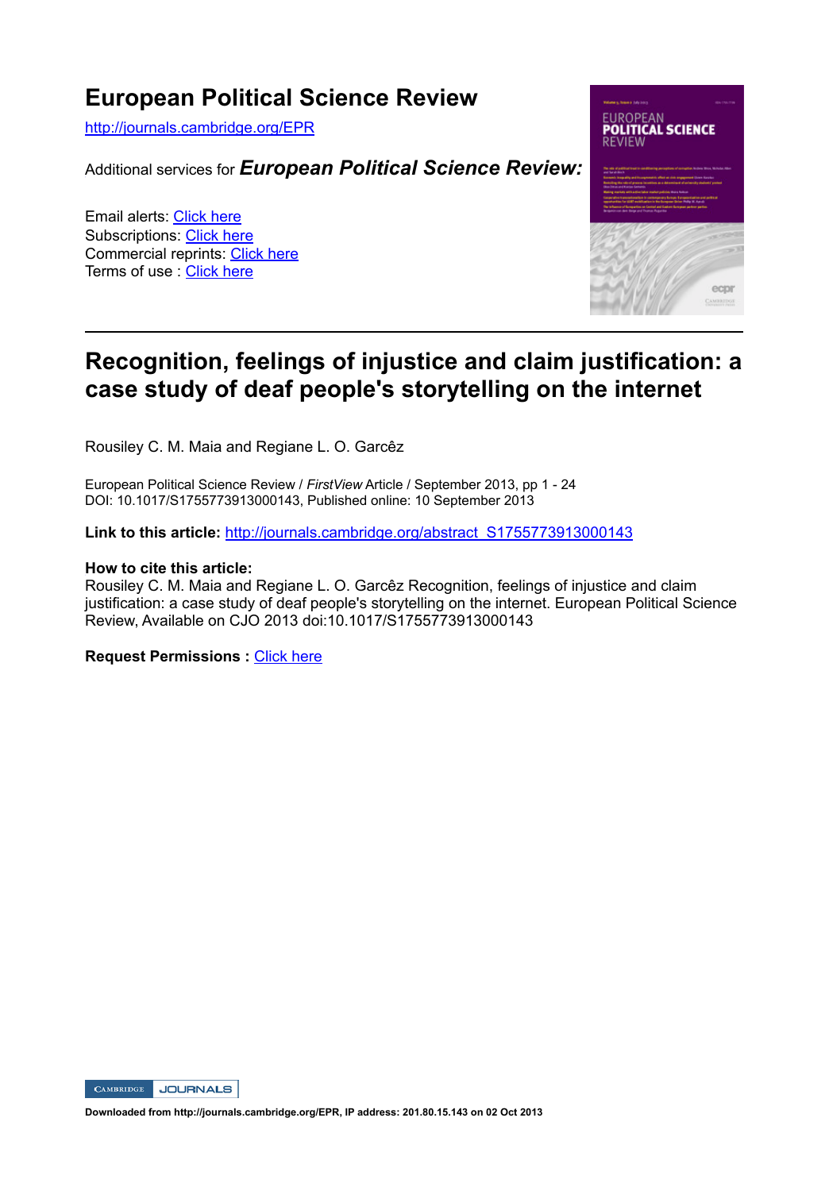# European Political Science Review

http://journals.cambridge.org/EPR

Additional services for ***European Political Science Review:***

Email alerts: Click here
Subscriptions: Click here
Commercial reprints: Click here
Terms of use : Click here

---

## Recognition, feelings of injustice and claim justification: a case study of deaf people's storytelling on the internet

Rousiley C. M. Maia and Regiane L. O. Garcêz

European Political Science Review / *FirstView* Article / September 2013, pp 1 - 24
DOI: 10.1017/S1755773913000143, Published online: 10 September 2013

**Link to this article:** http://journals.cambridge.org/abstract_S1755773913000143

**How to cite this article:**
Rousiley C. M. Maia and Regiane L. O. Garcêz Recognition, feelings of injustice and claim justification: a case study of deaf people's storytelling on the internet. European Political Science Review, Available on CJO 2013 doi:10.1017/S1755773913000143

**Request Permissions :** Click here

**Downloaded from http://journals.cambridge.org/EPR, IP address: 201.80.15.143 on 02 Oct 2013**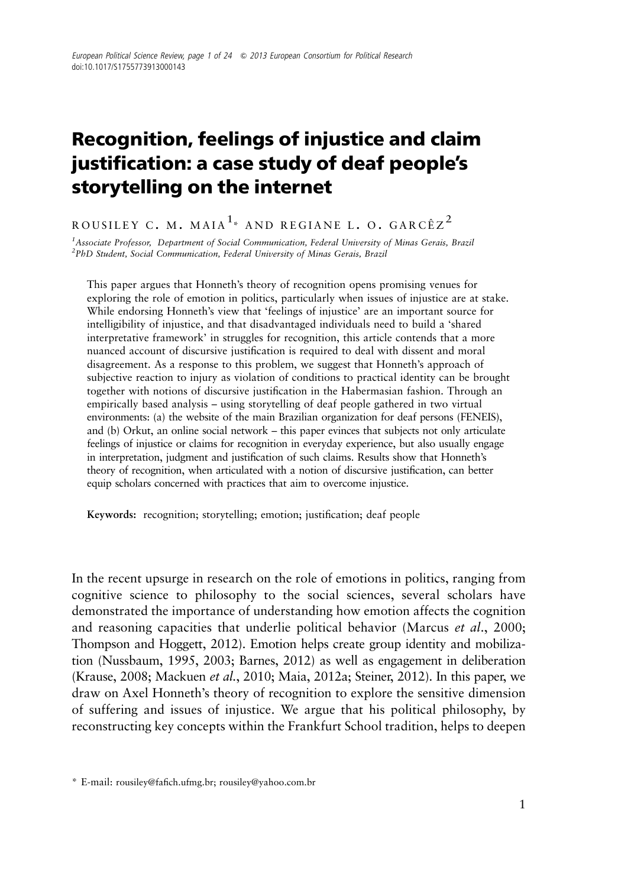# Recognition, feelings of injustice and claim justification: a case study of deaf people's storytelling on the internet

ROUSILEY C. M. MAIA[1]* AND REGIANE L. O. GARCÊZ[2]

[1]*Associate Professor, Department of Social Communication, Federal University of Minas Gerais, Brazil*
[2]*PhD Student, Social Communication, Federal University of Minas Gerais, Brazil*

This paper argues that Honneth's theory of recognition opens promising venues for exploring the role of emotion in politics, particularly when issues of injustice are at stake. While endorsing Honneth's view that 'feelings of injustice' are an important source for intelligibility of injustice, and that disadvantaged individuals need to build a 'shared interpretative framework' in struggles for recognition, this article contends that a more nuanced account of discursive justification is required to deal with dissent and moral disagreement. As a response to this problem, we suggest that Honneth's approach of subjective reaction to injury as violation of conditions to practical identity can be brought together with notions of discursive justification in the Habermasian fashion. Through an empirically based analysis – using storytelling of deaf people gathered in two virtual environments: (a) the website of the main Brazilian organization for deaf persons (FENEIS), and (b) Orkut, an online social network – this paper evinces that subjects not only articulate feelings of injustice or claims for recognition in everyday experience, but also usually engage in interpretation, judgment and justification of such claims. Results show that Honneth's theory of recognition, when articulated with a notion of discursive justification, can better equip scholars concerned with practices that aim to overcome injustice.

**Keywords:** recognition; storytelling; emotion; justification; deaf people

In the recent upsurge in research on the role of emotions in politics, ranging from cognitive science to philosophy to the social sciences, several scholars have demonstrated the importance of understanding how emotion affects the cognition and reasoning capacities that underlie political behavior (Marcus *et al.*, 2000; Thompson and Hoggett, 2012). Emotion helps create group identity and mobilization (Nussbaum, 1995, 2003; Barnes, 2012) as well as engagement in deliberation (Krause, 2008; Mackuen *et al.*, 2010; Maia, 2012a; Steiner, 2012). In this paper, we draw on Axel Honneth's theory of recognition to explore the sensitive dimension of suffering and issues of injustice. We argue that his political philosophy, by reconstructing key concepts within the Frankfurt School tradition, helps to deepen

\* E-mail: rousiley@fafich.ufmg.br; rousiley@yahoo.com.br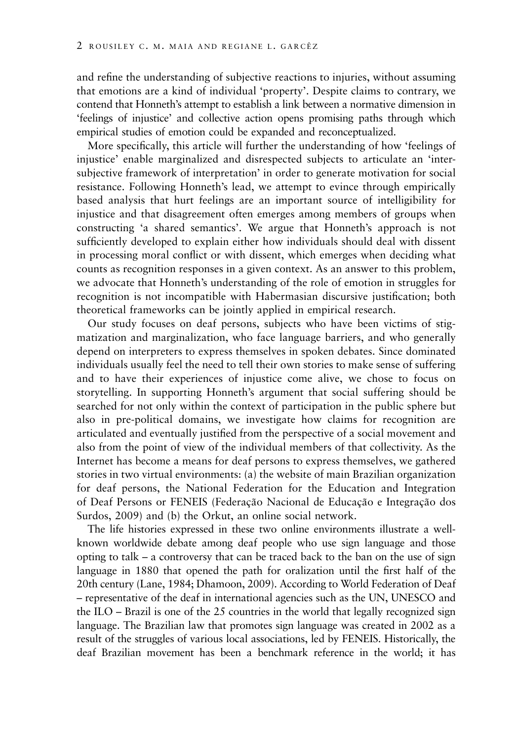and refine the understanding of subjective reactions to injuries, without assuming that emotions are a kind of individual 'property'. Despite claims to contrary, we contend that Honneth's attempt to establish a link between a normative dimension in 'feelings of injustice' and collective action opens promising paths through which empirical studies of emotion could be expanded and reconceptualized.

More specifically, this article will further the understanding of how 'feelings of injustice' enable marginalized and disrespected subjects to articulate an 'inter-subjective framework of interpretation' in order to generate motivation for social resistance. Following Honneth's lead, we attempt to evince through empirically based analysis that hurt feelings are an important source of intelligibility for injustice and that disagreement often emerges among members of groups when constructing 'a shared semantics'. We argue that Honneth's approach is not sufficiently developed to explain either how individuals should deal with dissent in processing moral conflict or with dissent, which emerges when deciding what counts as recognition responses in a given context. As an answer to this problem, we advocate that Honneth's understanding of the role of emotion in struggles for recognition is not incompatible with Habermasian discursive justification; both theoretical frameworks can be jointly applied in empirical research.

Our study focuses on deaf persons, subjects who have been victims of stigmatization and marginalization, who face language barriers, and who generally depend on interpreters to express themselves in spoken debates. Since dominated individuals usually feel the need to tell their own stories to make sense of suffering and to have their experiences of injustice come alive, we chose to focus on storytelling. In supporting Honneth's argument that social suffering should be searched for not only within the context of participation in the public sphere but also in pre-political domains, we investigate how claims for recognition are articulated and eventually justified from the perspective of a social movement and also from the point of view of the individual members of that collectivity. As the Internet has become a means for deaf persons to express themselves, we gathered stories in two virtual environments: (a) the website of main Brazilian organization for deaf persons, the National Federation for the Education and Integration of Deaf Persons or FENEIS (Federação Nacional de Educação e Integração dos Surdos, 2009) and (b) the Orkut, an online social network.

The life histories expressed in these two online environments illustrate a well-known worldwide debate among deaf people who use sign language and those opting to talk – a controversy that can be traced back to the ban on the use of sign language in 1880 that opened the path for oralization until the first half of the 20th century (Lane, 1984; Dhamoon, 2009). According to World Federation of Deaf – representative of the deaf in international agencies such as the UN, UNESCO and the ILO – Brazil is one of the 25 countries in the world that legally recognized sign language. The Brazilian law that promotes sign language was created in 2002 as a result of the struggles of various local associations, led by FENEIS. Historically, the deaf Brazilian movement has been a benchmark reference in the world; it has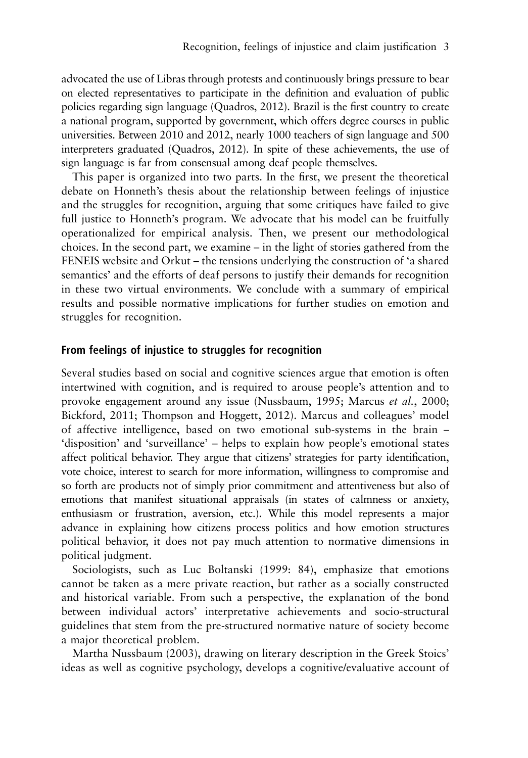advocated the use of Libras through protests and continuously brings pressure to bear on elected representatives to participate in the definition and evaluation of public policies regarding sign language (Quadros, 2012). Brazil is the first country to create a national program, supported by government, which offers degree courses in public universities. Between 2010 and 2012, nearly 1000 teachers of sign language and 500 interpreters graduated (Quadros, 2012). In spite of these achievements, the use of sign language is far from consensual among deaf people themselves.

This paper is organized into two parts. In the first, we present the theoretical debate on Honneth's thesis about the relationship between feelings of injustice and the struggles for recognition, arguing that some critiques have failed to give full justice to Honneth's program. We advocate that his model can be fruitfully operationalized for empirical analysis. Then, we present our methodological choices. In the second part, we examine – in the light of stories gathered from the FENEIS website and Orkut – the tensions underlying the construction of 'a shared semantics' and the efforts of deaf persons to justify their demands for recognition in these two virtual environments. We conclude with a summary of empirical results and possible normative implications for further studies on emotion and struggles for recognition.

## From feelings of injustice to struggles for recognition

Several studies based on social and cognitive sciences argue that emotion is often intertwined with cognition, and is required to arouse people's attention and to provoke engagement around any issue (Nussbaum, 1995; Marcus *et al.*, 2000; Bickford, 2011; Thompson and Hoggett, 2012). Marcus and colleagues' model of affective intelligence, based on two emotional sub-systems in the brain – 'disposition' and 'surveillance' – helps to explain how people's emotional states affect political behavior. They argue that citizens' strategies for party identification, vote choice, interest to search for more information, willingness to compromise and so forth are products not of simply prior commitment and attentiveness but also of emotions that manifest situational appraisals (in states of calmness or anxiety, enthusiasm or frustration, aversion, etc.). While this model represents a major advance in explaining how citizens process politics and how emotion structures political behavior, it does not pay much attention to normative dimensions in political judgment.

Sociologists, such as Luc Boltanski (1999: 84), emphasize that emotions cannot be taken as a mere private reaction, but rather as a socially constructed and historical variable. From such a perspective, the explanation of the bond between individual actors' interpretative achievements and socio-structural guidelines that stem from the pre-structured normative nature of society become a major theoretical problem.

Martha Nussbaum (2003), drawing on literary description in the Greek Stoics' ideas as well as cognitive psychology, develops a cognitive/evaluative account of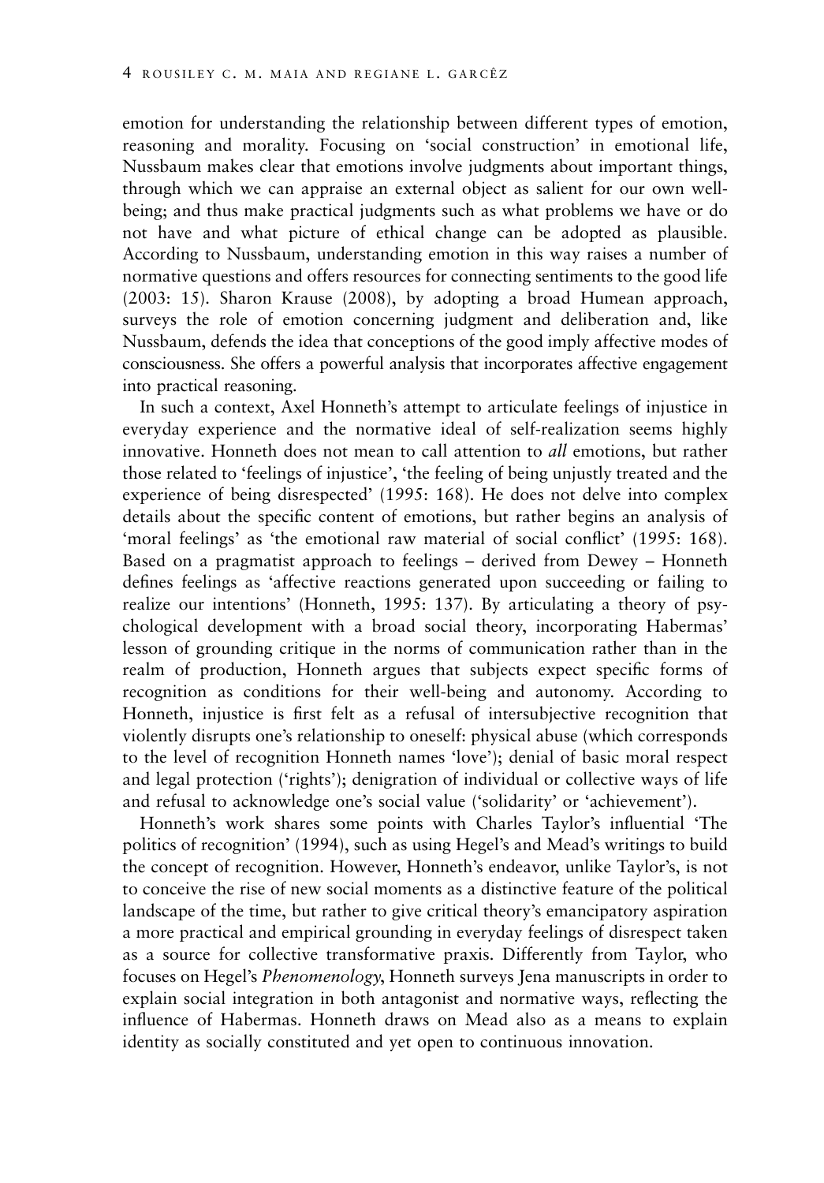emotion for understanding the relationship between different types of emotion, reasoning and morality. Focusing on 'social construction' in emotional life, Nussbaum makes clear that emotions involve judgments about important things, through which we can appraise an external object as salient for our own well-being; and thus make practical judgments such as what problems we have or do not have and what picture of ethical change can be adopted as plausible. According to Nussbaum, understanding emotion in this way raises a number of normative questions and offers resources for connecting sentiments to the good life (2003: 15). Sharon Krause (2008), by adopting a broad Humean approach, surveys the role of emotion concerning judgment and deliberation and, like Nussbaum, defends the idea that conceptions of the good imply affective modes of consciousness. She offers a powerful analysis that incorporates affective engagement into practical reasoning.

In such a context, Axel Honneth's attempt to articulate feelings of injustice in everyday experience and the normative ideal of self-realization seems highly innovative. Honneth does not mean to call attention to *all* emotions, but rather those related to 'feelings of injustice', 'the feeling of being unjustly treated and the experience of being disrespected' (1995: 168). He does not delve into complex details about the specific content of emotions, but rather begins an analysis of 'moral feelings' as 'the emotional raw material of social conflict' (1995: 168). Based on a pragmatist approach to feelings – derived from Dewey – Honneth defines feelings as 'affective reactions generated upon succeeding or failing to realize our intentions' (Honneth, 1995: 137). By articulating a theory of psychological development with a broad social theory, incorporating Habermas' lesson of grounding critique in the norms of communication rather than in the realm of production, Honneth argues that subjects expect specific forms of recognition as conditions for their well-being and autonomy. According to Honneth, injustice is first felt as a refusal of intersubjective recognition that violently disrupts one's relationship to oneself: physical abuse (which corresponds to the level of recognition Honneth names 'love'); denial of basic moral respect and legal protection ('rights'); denigration of individual or collective ways of life and refusal to acknowledge one's social value ('solidarity' or 'achievement').

Honneth's work shares some points with Charles Taylor's influential 'The politics of recognition' (1994), such as using Hegel's and Mead's writings to build the concept of recognition. However, Honneth's endeavor, unlike Taylor's, is not to conceive the rise of new social moments as a distinctive feature of the political landscape of the time, but rather to give critical theory's emancipatory aspiration a more practical and empirical grounding in everyday feelings of disrespect taken as a source for collective transformative praxis. Differently from Taylor, who focuses on Hegel's *Phenomenology*, Honneth surveys Jena manuscripts in order to explain social integration in both antagonist and normative ways, reflecting the influence of Habermas. Honneth draws on Mead also as a means to explain identity as socially constituted and yet open to continuous innovation.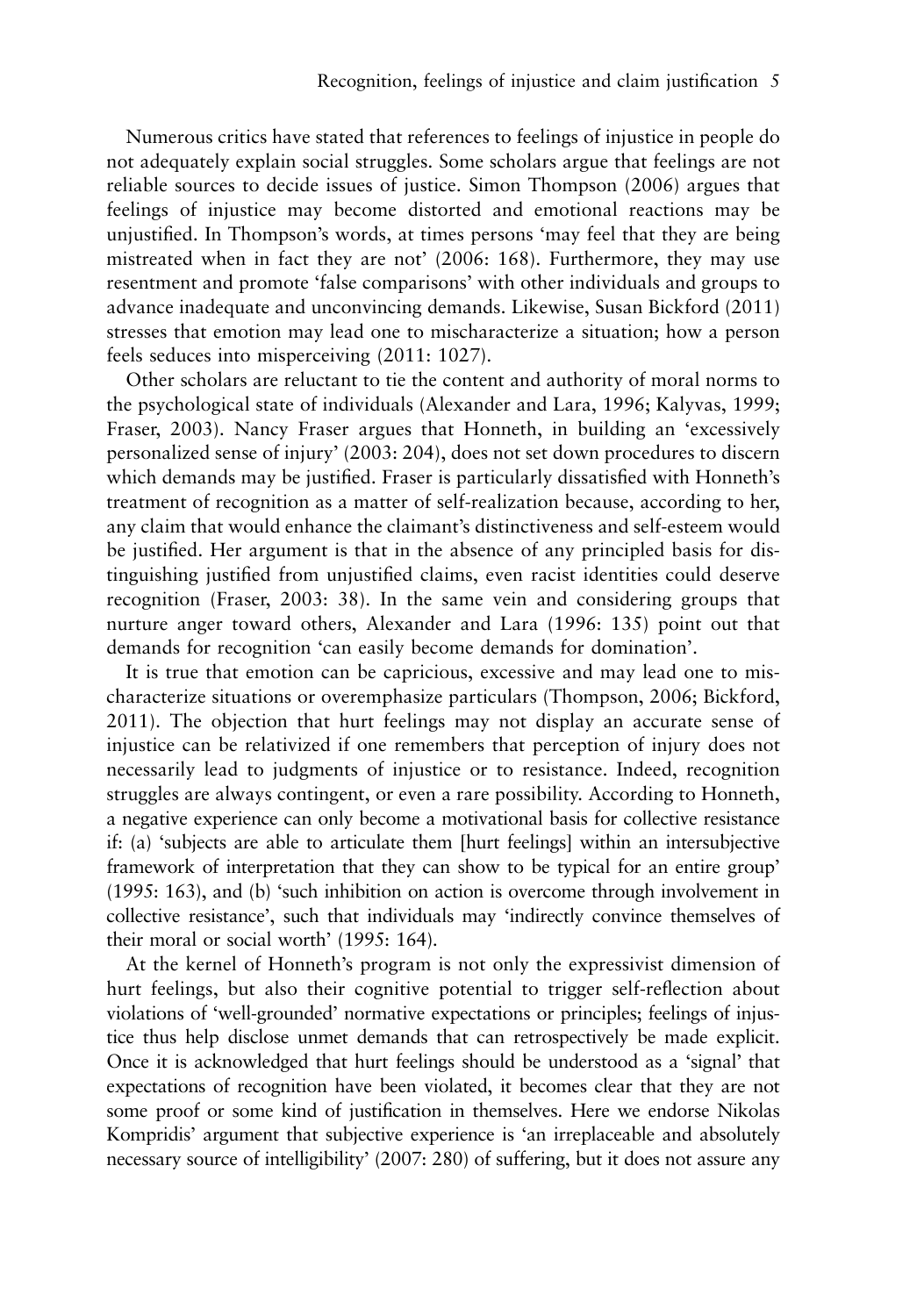Numerous critics have stated that references to feelings of injustice in people do not adequately explain social struggles. Some scholars argue that feelings are not reliable sources to decide issues of justice. Simon Thompson (2006) argues that feelings of injustice may become distorted and emotional reactions may be unjustified. In Thompson's words, at times persons 'may feel that they are being mistreated when in fact they are not' (2006: 168). Furthermore, they may use resentment and promote 'false comparisons' with other individuals and groups to advance inadequate and unconvincing demands. Likewise, Susan Bickford (2011) stresses that emotion may lead one to mischaracterize a situation; how a person feels seduces into misperceiving (2011: 1027).

Other scholars are reluctant to tie the content and authority of moral norms to the psychological state of individuals (Alexander and Lara, 1996; Kalyvas, 1999; Fraser, 2003). Nancy Fraser argues that Honneth, in building an 'excessively personalized sense of injury' (2003: 204), does not set down procedures to discern which demands may be justified. Fraser is particularly dissatisfied with Honneth's treatment of recognition as a matter of self-realization because, according to her, any claim that would enhance the claimant's distinctiveness and self-esteem would be justified. Her argument is that in the absence of any principled basis for distinguishing justified from unjustified claims, even racist identities could deserve recognition (Fraser, 2003: 38). In the same vein and considering groups that nurture anger toward others, Alexander and Lara (1996: 135) point out that demands for recognition 'can easily become demands for domination'.

It is true that emotion can be capricious, excessive and may lead one to mischaracterize situations or overemphasize particulars (Thompson, 2006; Bickford, 2011). The objection that hurt feelings may not display an accurate sense of injustice can be relativized if one remembers that perception of injury does not necessarily lead to judgments of injustice or to resistance. Indeed, recognition struggles are always contingent, or even a rare possibility. According to Honneth, a negative experience can only become a motivational basis for collective resistance if: (a) 'subjects are able to articulate them [hurt feelings] within an intersubjective framework of interpretation that they can show to be typical for an entire group' (1995: 163), and (b) 'such inhibition on action is overcome through involvement in collective resistance', such that individuals may 'indirectly convince themselves of their moral or social worth' (1995: 164).

At the kernel of Honneth's program is not only the expressivist dimension of hurt feelings, but also their cognitive potential to trigger self-reflection about violations of 'well-grounded' normative expectations or principles; feelings of injustice thus help disclose unmet demands that can retrospectively be made explicit. Once it is acknowledged that hurt feelings should be understood as a 'signal' that expectations of recognition have been violated, it becomes clear that they are not some proof or some kind of justification in themselves. Here we endorse Nikolas Kompridis' argument that subjective experience is 'an irreplaceable and absolutely necessary source of intelligibility' (2007: 280) of suffering, but it does not assure any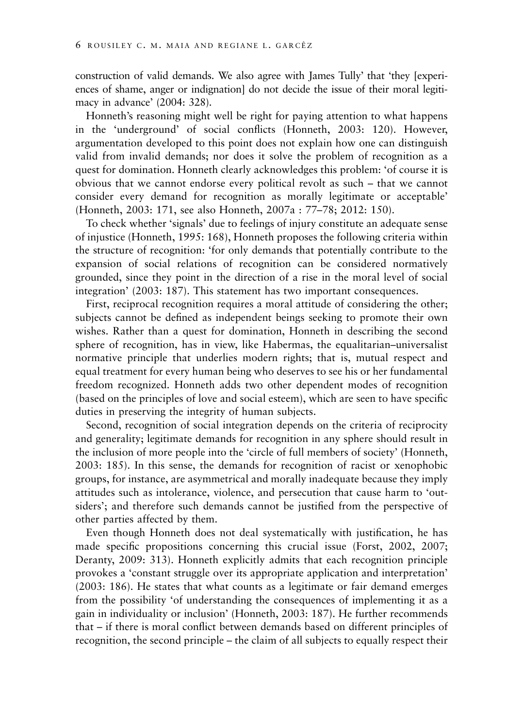construction of valid demands. We also agree with James Tully' that 'they [experiences of shame, anger or indignation] do not decide the issue of their moral legitimacy in advance' (2004: 328).

Honneth's reasoning might well be right for paying attention to what happens in the 'underground' of social conflicts (Honneth, 2003: 120). However, argumentation developed to this point does not explain how one can distinguish valid from invalid demands; nor does it solve the problem of recognition as a quest for domination. Honneth clearly acknowledges this problem: 'of course it is obvious that we cannot endorse every political revolt as such – that we cannot consider every demand for recognition as morally legitimate or acceptable' (Honneth, 2003: 171, see also Honneth, 2007a : 77–78; 2012: 150).

To check whether 'signals' due to feelings of injury constitute an adequate sense of injustice (Honneth, 1995: 168), Honneth proposes the following criteria within the structure of recognition: 'for only demands that potentially contribute to the expansion of social relations of recognition can be considered normatively grounded, since they point in the direction of a rise in the moral level of social integration' (2003: 187). This statement has two important consequences.

First, reciprocal recognition requires a moral attitude of considering the other; subjects cannot be defined as independent beings seeking to promote their own wishes. Rather than a quest for domination, Honneth in describing the second sphere of recognition, has in view, like Habermas, the equalitarian–universalist normative principle that underlies modern rights; that is, mutual respect and equal treatment for every human being who deserves to see his or her fundamental freedom recognized. Honneth adds two other dependent modes of recognition (based on the principles of love and social esteem), which are seen to have specific duties in preserving the integrity of human subjects.

Second, recognition of social integration depends on the criteria of reciprocity and generality; legitimate demands for recognition in any sphere should result in the inclusion of more people into the 'circle of full members of society' (Honneth, 2003: 185). In this sense, the demands for recognition of racist or xenophobic groups, for instance, are asymmetrical and morally inadequate because they imply attitudes such as intolerance, violence, and persecution that cause harm to 'outsiders'; and therefore such demands cannot be justified from the perspective of other parties affected by them.

Even though Honneth does not deal systematically with justification, he has made specific propositions concerning this crucial issue (Forst, 2002, 2007; Deranty, 2009: 313). Honneth explicitly admits that each recognition principle provokes a 'constant struggle over its appropriate application and interpretation' (2003: 186). He states that what counts as a legitimate or fair demand emerges from the possibility 'of understanding the consequences of implementing it as a gain in individuality or inclusion' (Honneth, 2003: 187). He further recommends that – if there is moral conflict between demands based on different principles of recognition, the second principle – the claim of all subjects to equally respect their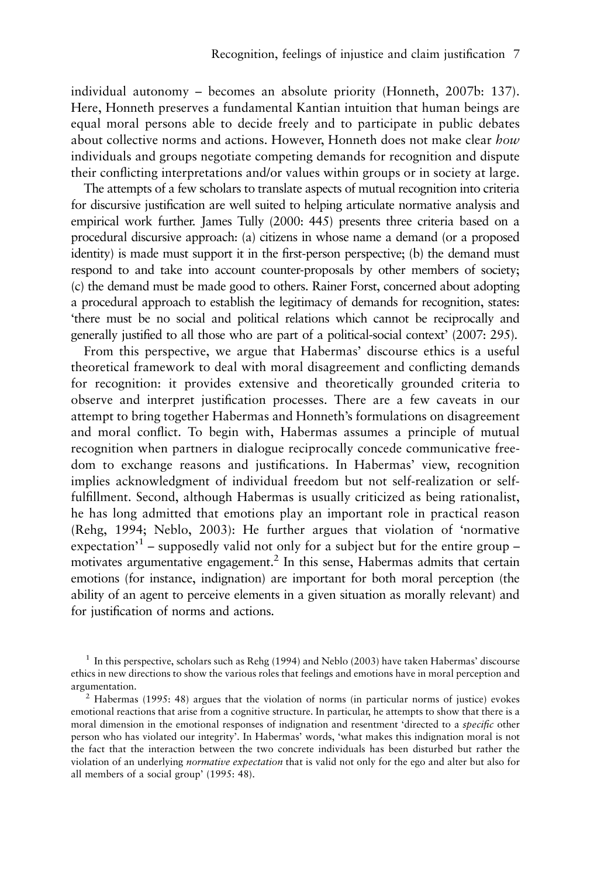individual autonomy – becomes an absolute priority (Honneth, 2007b: 137). Here, Honneth preserves a fundamental Kantian intuition that human beings are equal moral persons able to decide freely and to participate in public debates about collective norms and actions. However, Honneth does not make clear *how* individuals and groups negotiate competing demands for recognition and dispute their conflicting interpretations and/or values within groups or in society at large.

The attempts of a few scholars to translate aspects of mutual recognition into criteria for discursive justification are well suited to helping articulate normative analysis and empirical work further. James Tully (2000: 445) presents three criteria based on a procedural discursive approach: (a) citizens in whose name a demand (or a proposed identity) is made must support it in the first-person perspective; (b) the demand must respond to and take into account counter-proposals by other members of society; (c) the demand must be made good to others. Rainer Forst, concerned about adopting a procedural approach to establish the legitimacy of demands for recognition, states: 'there must be no social and political relations which cannot be reciprocally and generally justified to all those who are part of a political-social context' (2007: 295).

From this perspective, we argue that Habermas' discourse ethics is a useful theoretical framework to deal with moral disagreement and conflicting demands for recognition: it provides extensive and theoretically grounded criteria to observe and interpret justification processes. There are a few caveats in our attempt to bring together Habermas and Honneth's formulations on disagreement and moral conflict. To begin with, Habermas assumes a principle of mutual recognition when partners in dialogue reciprocally concede communicative freedom to exchange reasons and justifications. In Habermas' view, recognition implies acknowledgment of individual freedom but not self-realization or self-fulfillment. Second, although Habermas is usually criticized as being rationalist, he has long admitted that emotions play an important role in practical reason (Rehg, 1994; Neblo, 2003): He further argues that violation of 'normative expectation'[1] – supposedly valid not only for a subject but for the entire group – motivates argumentative engagement.[2] In this sense, Habermas admits that certain emotions (for instance, indignation) are important for both moral perception (the ability of an agent to perceive elements in a given situation as morally relevant) and for justification of norms and actions.

[1] In this perspective, scholars such as Rehg (1994) and Neblo (2003) have taken Habermas' discourse ethics in new directions to show the various roles that feelings and emotions have in moral perception and argumentation.

[2] Habermas (1995: 48) argues that the violation of norms (in particular norms of justice) evokes emotional reactions that arise from a cognitive structure. In particular, he attempts to show that there is a moral dimension in the emotional responses of indignation and resentment 'directed to a *specific* other person who has violated our integrity'. In Habermas' words, 'what makes this indignation moral is not the fact that the interaction between the two concrete individuals has been disturbed but rather the violation of an underlying *normative expectation* that is valid not only for the ego and alter but also for all members of a social group' (1995: 48).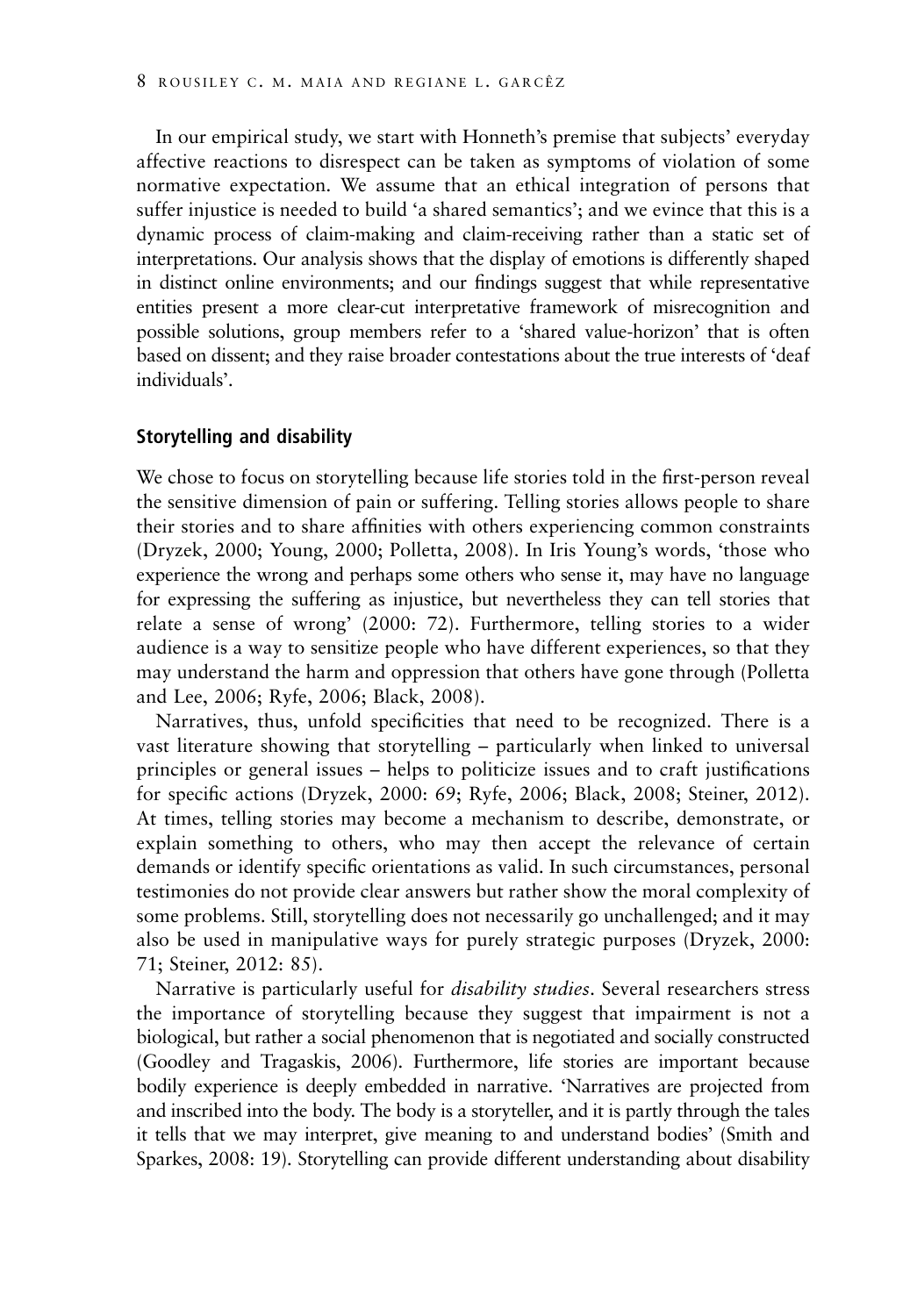In our empirical study, we start with Honneth's premise that subjects' everyday affective reactions to disrespect can be taken as symptoms of violation of some normative expectation. We assume that an ethical integration of persons that suffer injustice is needed to build 'a shared semantics'; and we evince that this is a dynamic process of claim-making and claim-receiving rather than a static set of interpretations. Our analysis shows that the display of emotions is differently shaped in distinct online environments; and our findings suggest that while representative entities present a more clear-cut interpretative framework of misrecognition and possible solutions, group members refer to a 'shared value-horizon' that is often based on dissent; and they raise broader contestations about the true interests of 'deaf individuals'.

## Storytelling and disability

We chose to focus on storytelling because life stories told in the first-person reveal the sensitive dimension of pain or suffering. Telling stories allows people to share their stories and to share affinities with others experiencing common constraints (Dryzek, 2000; Young, 2000; Polletta, 2008). In Iris Young's words, 'those who experience the wrong and perhaps some others who sense it, may have no language for expressing the suffering as injustice, but nevertheless they can tell stories that relate a sense of wrong' (2000: 72). Furthermore, telling stories to a wider audience is a way to sensitize people who have different experiences, so that they may understand the harm and oppression that others have gone through (Polletta and Lee, 2006; Ryfe, 2006; Black, 2008).

Narratives, thus, unfold specificities that need to be recognized. There is a vast literature showing that storytelling – particularly when linked to universal principles or general issues – helps to politicize issues and to craft justifications for specific actions (Dryzek, 2000: 69; Ryfe, 2006; Black, 2008; Steiner, 2012). At times, telling stories may become a mechanism to describe, demonstrate, or explain something to others, who may then accept the relevance of certain demands or identify specific orientations as valid. In such circumstances, personal testimonies do not provide clear answers but rather show the moral complexity of some problems. Still, storytelling does not necessarily go unchallenged; and it may also be used in manipulative ways for purely strategic purposes (Dryzek, 2000: 71; Steiner, 2012: 85).

Narrative is particularly useful for *disability studies*. Several researchers stress the importance of storytelling because they suggest that impairment is not a biological, but rather a social phenomenon that is negotiated and socially constructed (Goodley and Tragaskis, 2006). Furthermore, life stories are important because bodily experience is deeply embedded in narrative. 'Narratives are projected from and inscribed into the body. The body is a storyteller, and it is partly through the tales it tells that we may interpret, give meaning to and understand bodies' (Smith and Sparkes, 2008: 19). Storytelling can provide different understanding about disability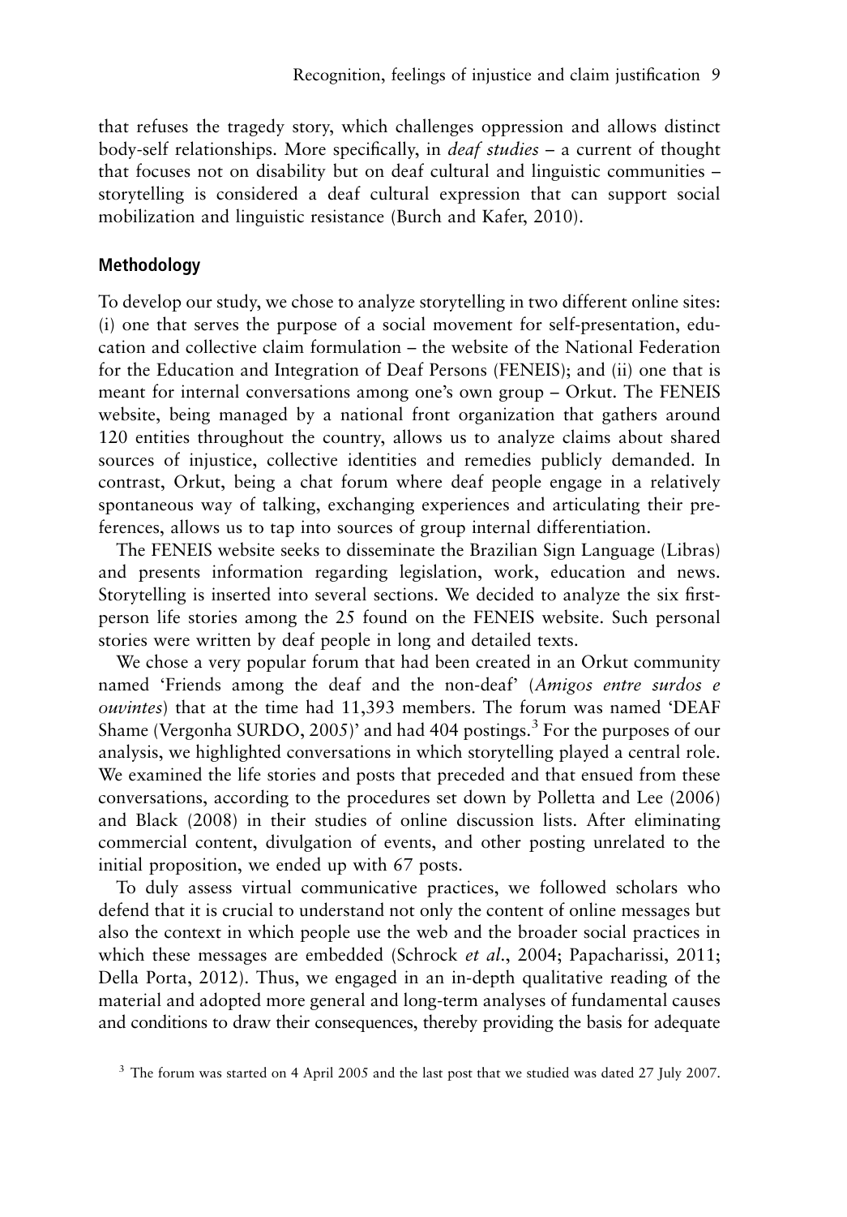that refuses the tragedy story, which challenges oppression and allows distinct body-self relationships. More specifically, in *deaf studies* – a current of thought that focuses not on disability but on deaf cultural and linguistic communities – storytelling is considered a deaf cultural expression that can support social mobilization and linguistic resistance (Burch and Kafer, 2010).

## Methodology

To develop our study, we chose to analyze storytelling in two different online sites: (i) one that serves the purpose of a social movement for self-presentation, education and collective claim formulation – the website of the National Federation for the Education and Integration of Deaf Persons (FENEIS); and (ii) one that is meant for internal conversations among one's own group – Orkut. The FENEIS website, being managed by a national front organization that gathers around 120 entities throughout the country, allows us to analyze claims about shared sources of injustice, collective identities and remedies publicly demanded. In contrast, Orkut, being a chat forum where deaf people engage in a relatively spontaneous way of talking, exchanging experiences and articulating their preferences, allows us to tap into sources of group internal differentiation.

The FENEIS website seeks to disseminate the Brazilian Sign Language (Libras) and presents information regarding legislation, work, education and news. Storytelling is inserted into several sections. We decided to analyze the six first-person life stories among the 25 found on the FENEIS website. Such personal stories were written by deaf people in long and detailed texts.

We chose a very popular forum that had been created in an Orkut community named 'Friends among the deaf and the non-deaf' (*Amigos entre surdos e ouvintes*) that at the time had 11,393 members. The forum was named 'DEAF Shame (Vergonha SURDO, 2005)' and had 404 postings.[3] For the purposes of our analysis, we highlighted conversations in which storytelling played a central role. We examined the life stories and posts that preceded and that ensued from these conversations, according to the procedures set down by Polletta and Lee (2006) and Black (2008) in their studies of online discussion lists. After eliminating commercial content, divulgation of events, and other posting unrelated to the initial proposition, we ended up with 67 posts.

To duly assess virtual communicative practices, we followed scholars who defend that it is crucial to understand not only the content of online messages but also the context in which people use the web and the broader social practices in which these messages are embedded (Schrock *et al*., 2004; Papacharissi, 2011; Della Porta, 2012). Thus, we engaged in an in-depth qualitative reading of the material and adopted more general and long-term analyses of fundamental causes and conditions to draw their consequences, thereby providing the basis for adequate

[3] The forum was started on 4 April 2005 and the last post that we studied was dated 27 July 2007.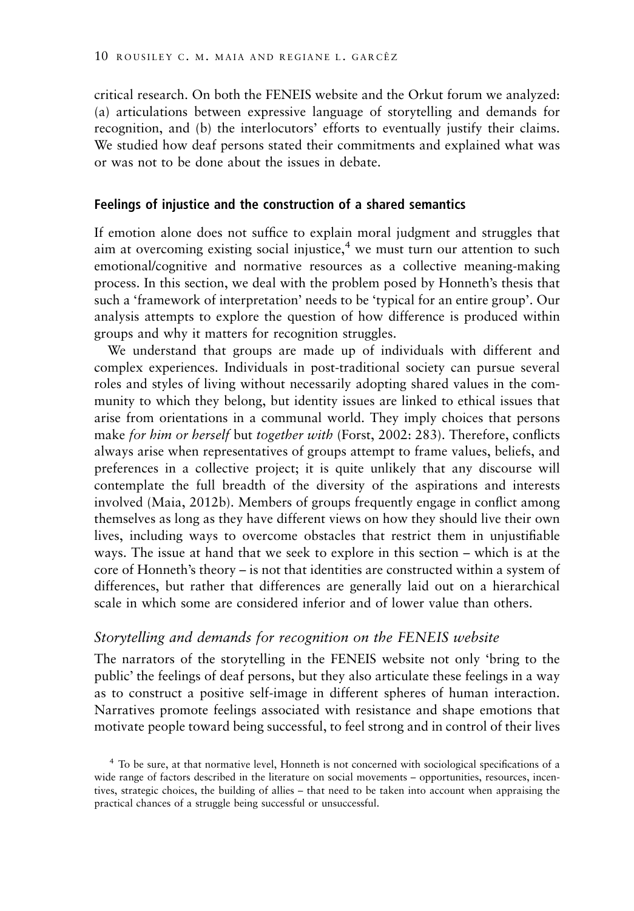critical research. On both the FENEIS website and the Orkut forum we analyzed: (a) articulations between expressive language of storytelling and demands for recognition, and (b) the interlocutors' efforts to eventually justify their claims. We studied how deaf persons stated their commitments and explained what was or was not to be done about the issues in debate.

## Feelings of injustice and the construction of a shared semantics

If emotion alone does not suffice to explain moral judgment and struggles that aim at overcoming existing social injustice,[4] we must turn our attention to such emotional/cognitive and normative resources as a collective meaning-making process. In this section, we deal with the problem posed by Honneth's thesis that such a 'framework of interpretation' needs to be 'typical for an entire group'. Our analysis attempts to explore the question of how difference is produced within groups and why it matters for recognition struggles.

We understand that groups are made up of individuals with different and complex experiences. Individuals in post-traditional society can pursue several roles and styles of living without necessarily adopting shared values in the community to which they belong, but identity issues are linked to ethical issues that arise from orientations in a communal world. They imply choices that persons make *for him or herself* but *together with* (Forst, 2002: 283). Therefore, conflicts always arise when representatives of groups attempt to frame values, beliefs, and preferences in a collective project; it is quite unlikely that any discourse will contemplate the full breadth of the diversity of the aspirations and interests involved (Maia, 2012b). Members of groups frequently engage in conflict among themselves as long as they have different views on how they should live their own lives, including ways to overcome obstacles that restrict them in unjustifiable ways. The issue at hand that we seek to explore in this section – which is at the core of Honneth's theory – is not that identities are constructed within a system of differences, but rather that differences are generally laid out on a hierarchical scale in which some are considered inferior and of lower value than others.

### *Storytelling and demands for recognition on the FENEIS website*

The narrators of the storytelling in the FENEIS website not only 'bring to the public' the feelings of deaf persons, but they also articulate these feelings in a way as to construct a positive self-image in different spheres of human interaction. Narratives promote feelings associated with resistance and shape emotions that motivate people toward being successful, to feel strong and in control of their lives

[4] To be sure, at that normative level, Honneth is not concerned with sociological specifications of a wide range of factors described in the literature on social movements – opportunities, resources, incentives, strategic choices, the building of allies – that need to be taken into account when appraising the practical chances of a struggle being successful or unsuccessful.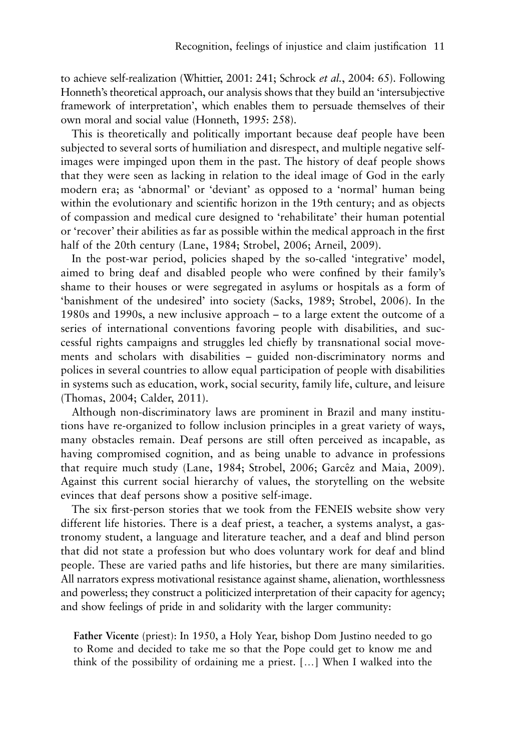to achieve self-realization (Whittier, 2001: 241; Schrock *et al.*, 2004: 65). Following Honneth's theoretical approach, our analysis shows that they build an 'intersubjective framework of interpretation', which enables them to persuade themselves of their own moral and social value (Honneth, 1995: 258).

This is theoretically and politically important because deaf people have been subjected to several sorts of humiliation and disrespect, and multiple negative self-images were impinged upon them in the past. The history of deaf people shows that they were seen as lacking in relation to the ideal image of God in the early modern era; as 'abnormal' or 'deviant' as opposed to a 'normal' human being within the evolutionary and scientific horizon in the 19th century; and as objects of compassion and medical cure designed to 'rehabilitate' their human potential or 'recover' their abilities as far as possible within the medical approach in the first half of the 20th century (Lane, 1984; Strobel, 2006; Arneil, 2009).

In the post-war period, policies shaped by the so-called 'integrative' model, aimed to bring deaf and disabled people who were confined by their family's shame to their houses or were segregated in asylums or hospitals as a form of 'banishment of the undesired' into society (Sacks, 1989; Strobel, 2006). In the 1980s and 1990s, a new inclusive approach – to a large extent the outcome of a series of international conventions favoring people with disabilities, and successful rights campaigns and struggles led chiefly by transnational social movements and scholars with disabilities – guided non-discriminatory norms and polices in several countries to allow equal participation of people with disabilities in systems such as education, work, social security, family life, culture, and leisure (Thomas, 2004; Calder, 2011).

Although non-discriminatory laws are prominent in Brazil and many institutions have re-organized to follow inclusion principles in a great variety of ways, many obstacles remain. Deaf persons are still often perceived as incapable, as having compromised cognition, and as being unable to advance in professions that require much study (Lane, 1984; Strobel, 2006; Garcêz and Maia, 2009). Against this current social hierarchy of values, the storytelling on the website evinces that deaf persons show a positive self-image.

The six first-person stories that we took from the FENEIS website show very different life histories. There is a deaf priest, a teacher, a systems analyst, a gastronomy student, a language and literature teacher, and a deaf and blind person that did not state a profession but who does voluntary work for deaf and blind people. These are varied paths and life histories, but there are many similarities. All narrators express motivational resistance against shame, alienation, worthlessness and powerless; they construct a politicized interpretation of their capacity for agency; and show feelings of pride in and solidarity with the larger community:

> **Father Vicente** (priest): In 1950, a Holy Year, bishop Dom Justino needed to go to Rome and decided to take me so that the Pope could get to know me and think of the possibility of ordaining me a priest. [...] When I walked into the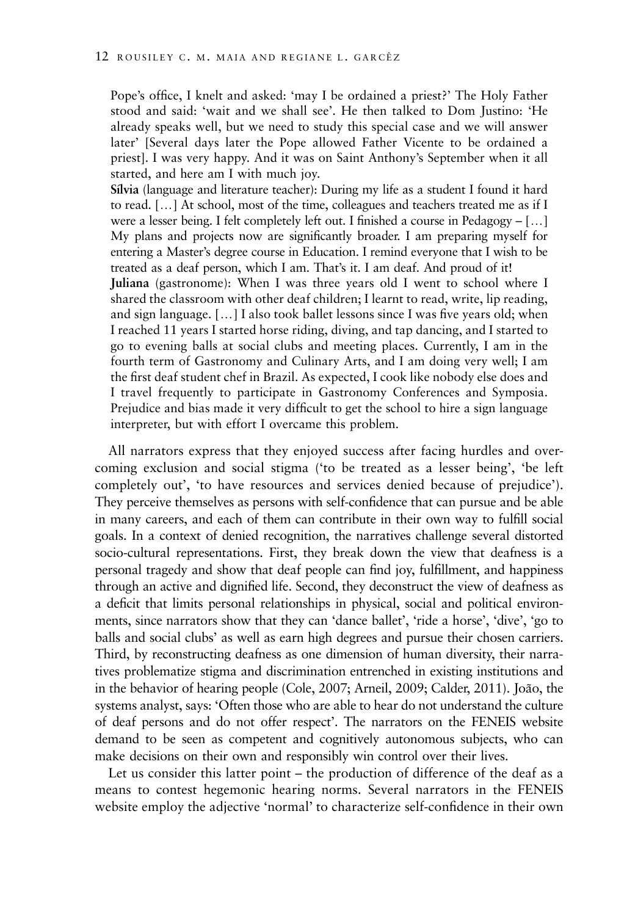Pope's office, I knelt and asked: 'may I be ordained a priest?' The Holy Father stood and said: 'wait and we shall see'. He then talked to Dom Justino: 'He already speaks well, but we need to study this special case and we will answer later' [Several days later the Pope allowed Father Vicente to be ordained a priest]. I was very happy. And it was on Saint Anthony's September when it all started, and here am I with much joy.

**Sílvia** (language and literature teacher): During my life as a student I found it hard to read. […] At school, most of the time, colleagues and teachers treated me as if I were a lesser being. I felt completely left out. I finished a course in Pedagogy – […] My plans and projects now are significantly broader. I am preparing myself for entering a Master's degree course in Education. I remind everyone that I wish to be treated as a deaf person, which I am. That's it. I am deaf. And proud of it!

**Juliana** (gastronome): When I was three years old I went to school where I shared the classroom with other deaf children; I learnt to read, write, lip reading, and sign language. […] I also took ballet lessons since I was five years old; when I reached 11 years I started horse riding, diving, and tap dancing, and I started to go to evening balls at social clubs and meeting places. Currently, I am in the fourth term of Gastronomy and Culinary Arts, and I am doing very well; I am the first deaf student chef in Brazil. As expected, I cook like nobody else does and I travel frequently to participate in Gastronomy Conferences and Symposia. Prejudice and bias made it very difficult to get the school to hire a sign language interpreter, but with effort I overcame this problem.

All narrators express that they enjoyed success after facing hurdles and overcoming exclusion and social stigma ('to be treated as a lesser being', 'be left completely out', 'to have resources and services denied because of prejudice'). They perceive themselves as persons with self-confidence that can pursue and be able in many careers, and each of them can contribute in their own way to fulfill social goals. In a context of denied recognition, the narratives challenge several distorted socio-cultural representations. First, they break down the view that deafness is a personal tragedy and show that deaf people can find joy, fulfillment, and happiness through an active and dignified life. Second, they deconstruct the view of deafness as a deficit that limits personal relationships in physical, social and political environments, since narrators show that they can 'dance ballet', 'ride a horse', 'dive', 'go to balls and social clubs' as well as earn high degrees and pursue their chosen carriers. Third, by reconstructing deafness as one dimension of human diversity, their narratives problematize stigma and discrimination entrenched in existing institutions and in the behavior of hearing people (Cole, 2007; Arneil, 2009; Calder, 2011). João, the systems analyst, says: 'Often those who are able to hear do not understand the culture of deaf persons and do not offer respect'. The narrators on the FENEIS website demand to be seen as competent and cognitively autonomous subjects, who can make decisions on their own and responsibly win control over their lives.

Let us consider this latter point – the production of difference of the deaf as a means to contest hegemonic hearing norms. Several narrators in the FENEIS website employ the adjective 'normal' to characterize self-confidence in their own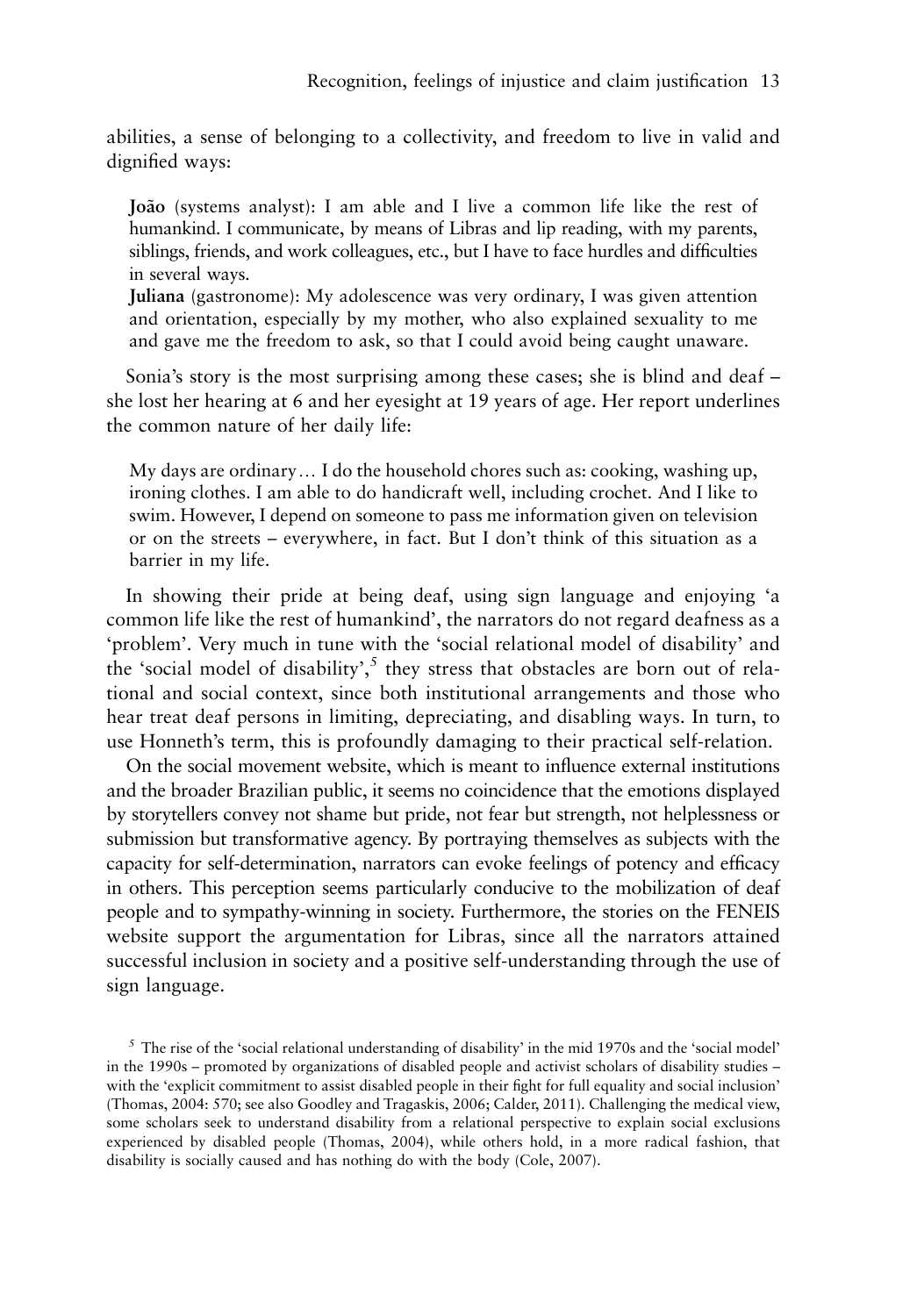abilities, a sense of belonging to a collectivity, and freedom to live in valid and dignified ways:

> **João** (systems analyst): I am able and I live a common life like the rest of humankind. I communicate, by means of Libras and lip reading, with my parents, siblings, friends, and work colleagues, etc., but I have to face hurdles and difficulties in several ways.
>
> **Juliana** (gastronome): My adolescence was very ordinary, I was given attention and orientation, especially by my mother, who also explained sexuality to me and gave me the freedom to ask, so that I could avoid being caught unaware.

Sonia's story is the most surprising among these cases; she is blind and deaf – she lost her hearing at 6 and her eyesight at 19 years of age. Her report underlines the common nature of her daily life:

> My days are ordinary… I do the household chores such as: cooking, washing up, ironing clothes. I am able to do handicraft well, including crochet. And I like to swim. However, I depend on someone to pass me information given on television or on the streets – everywhere, in fact. But I don't think of this situation as a barrier in my life.

In showing their pride at being deaf, using sign language and enjoying 'a common life like the rest of humankind', the narrators do not regard deafness as a 'problem'. Very much in tune with the 'social relational model of disability' and the 'social model of disability',[5] they stress that obstacles are born out of relational and social context, since both institutional arrangements and those who hear treat deaf persons in limiting, depreciating, and disabling ways. In turn, to use Honneth's term, this is profoundly damaging to their practical self-relation.

On the social movement website, which is meant to influence external institutions and the broader Brazilian public, it seems no coincidence that the emotions displayed by storytellers convey not shame but pride, not fear but strength, not helplessness or submission but transformative agency. By portraying themselves as subjects with the capacity for self-determination, narrators can evoke feelings of potency and efficacy in others. This perception seems particularly conducive to the mobilization of deaf people and to sympathy-winning in society. Furthermore, the stories on the FENEIS website support the argumentation for Libras, since all the narrators attained successful inclusion in society and a positive self-understanding through the use of sign language.

[5] The rise of the 'social relational understanding of disability' in the mid 1970s and the 'social model' in the 1990s – promoted by organizations of disabled people and activist scholars of disability studies – with the 'explicit commitment to assist disabled people in their fight for full equality and social inclusion' (Thomas, 2004: 570; see also Goodley and Tragaskis, 2006; Calder, 2011). Challenging the medical view, some scholars seek to understand disability from a relational perspective to explain social exclusions experienced by disabled people (Thomas, 2004), while others hold, in a more radical fashion, that disability is socially caused and has nothing do with the body (Cole, 2007).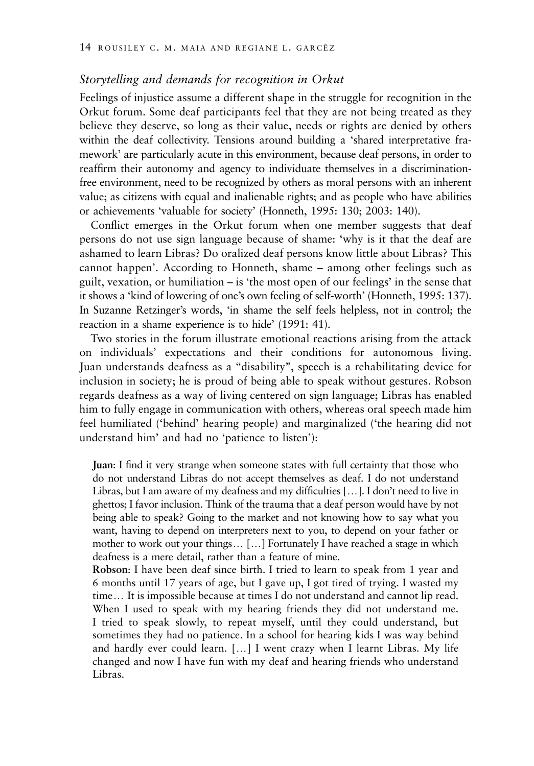### *Storytelling and demands for recognition in Orkut*

Feelings of injustice assume a different shape in the struggle for recognition in the Orkut forum. Some deaf participants feel that they are not being treated as they believe they deserve, so long as their value, needs or rights are denied by others within the deaf collectivity. Tensions around building a 'shared interpretative framework' are particularly acute in this environment, because deaf persons, in order to reaffirm their autonomy and agency to individuate themselves in a discrimination-free environment, need to be recognized by others as moral persons with an inherent value; as citizens with equal and inalienable rights; and as people who have abilities or achievements 'valuable for society' (Honneth, 1995: 130; 2003: 140).

Conflict emerges in the Orkut forum when one member suggests that deaf persons do not use sign language because of shame: 'why is it that the deaf are ashamed to learn Libras? Do oralized deaf persons know little about Libras? This cannot happen'. According to Honneth, shame – among other feelings such as guilt, vexation, or humiliation – is 'the most open of our feelings' in the sense that it shows a 'kind of lowering of one's own feeling of self-worth' (Honneth, 1995: 137). In Suzanne Retzinger's words, 'in shame the self feels helpless, not in control; the reaction in a shame experience is to hide' (1991: 41).

Two stories in the forum illustrate emotional reactions arising from the attack on individuals' expectations and their conditions for autonomous living. Juan understands deafness as a "disability", speech is a rehabilitating device for inclusion in society; he is proud of being able to speak without gestures. Robson regards deafness as a way of living centered on sign language; Libras has enabled him to fully engage in communication with others, whereas oral speech made him feel humiliated ('behind' hearing people) and marginalized ('the hearing did not understand him' and had no 'patience to listen'):

> **Juan**: I find it very strange when someone states with full certainty that those who do not understand Libras do not accept themselves as deaf. I do not understand Libras, but I am aware of my deafness and my difficulties […]. I don't need to live in ghettos; I favor inclusion. Think of the trauma that a deaf person would have by not being able to speak? Going to the market and not knowing how to say what you want, having to depend on interpreters next to you, to depend on your father or mother to work out your things… […] Fortunately I have reached a stage in which deafness is a mere detail, rather than a feature of mine.
>
> **Robson**: I have been deaf since birth. I tried to learn to speak from 1 year and 6 months until 17 years of age, but I gave up, I got tired of trying. I wasted my time… It is impossible because at times I do not understand and cannot lip read. When I used to speak with my hearing friends they did not understand me. I tried to speak slowly, to repeat myself, until they could understand, but sometimes they had no patience. In a school for hearing kids I was way behind and hardly ever could learn. […] I went crazy when I learnt Libras. My life changed and now I have fun with my deaf and hearing friends who understand Libras.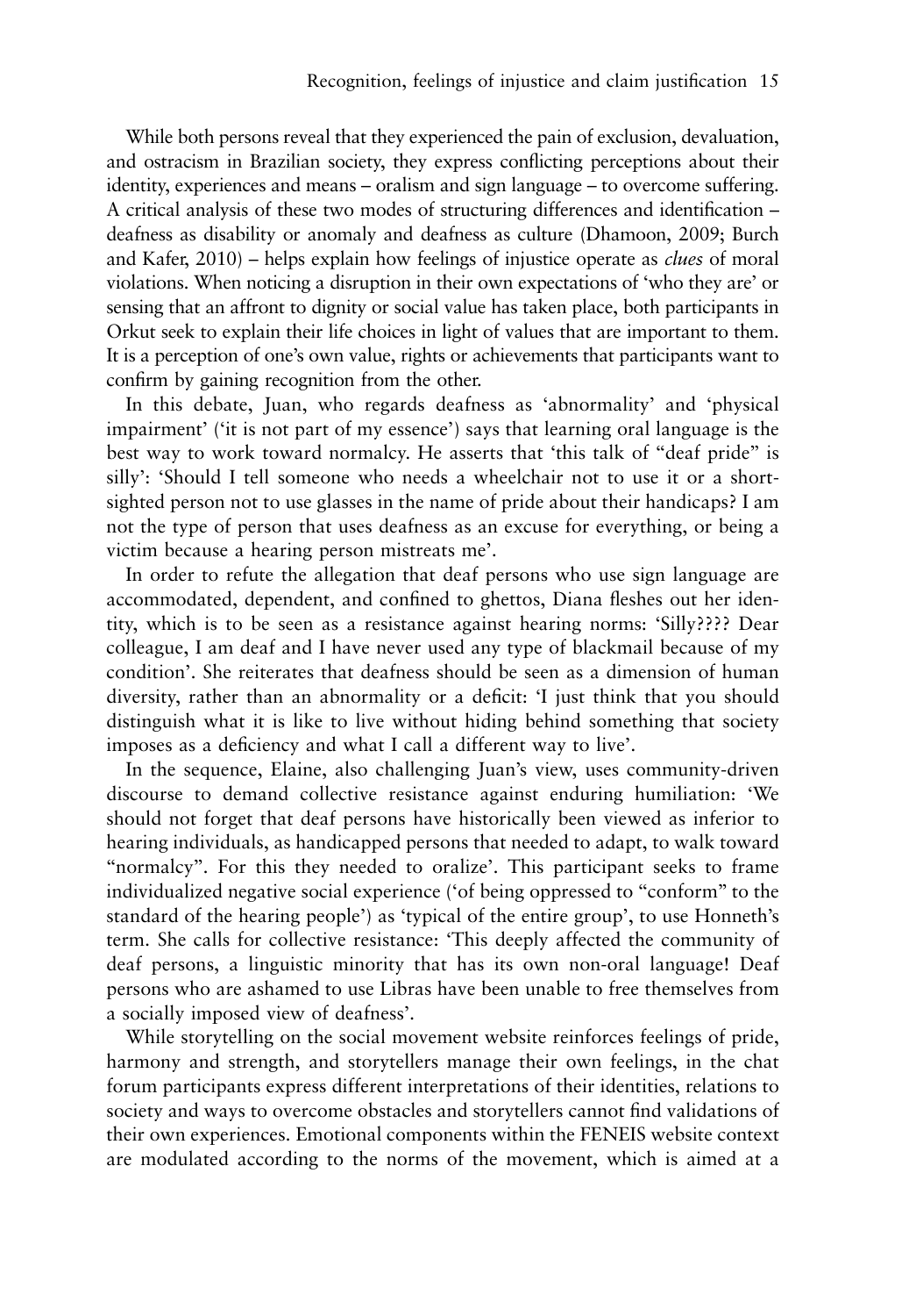While both persons reveal that they experienced the pain of exclusion, devaluation, and ostracism in Brazilian society, they express conflicting perceptions about their identity, experiences and means – oralism and sign language – to overcome suffering. A critical analysis of these two modes of structuring differences and identification – deafness as disability or anomaly and deafness as culture (Dhamoon, 2009; Burch and Kafer, 2010) – helps explain how feelings of injustice operate as *clues* of moral violations. When noticing a disruption in their own expectations of 'who they are' or sensing that an affront to dignity or social value has taken place, both participants in Orkut seek to explain their life choices in light of values that are important to them. It is a perception of one's own value, rights or achievements that participants want to confirm by gaining recognition from the other.

In this debate, Juan, who regards deafness as 'abnormality' and 'physical impairment' ('it is not part of my essence') says that learning oral language is the best way to work toward normalcy. He asserts that 'this talk of "deaf pride" is silly': 'Should I tell someone who needs a wheelchair not to use it or a short-sighted person not to use glasses in the name of pride about their handicaps? I am not the type of person that uses deafness as an excuse for everything, or being a victim because a hearing person mistreats me'.

In order to refute the allegation that deaf persons who use sign language are accommodated, dependent, and confined to ghettos, Diana fleshes out her identity, which is to be seen as a resistance against hearing norms: 'Silly???? Dear colleague, I am deaf and I have never used any type of blackmail because of my condition'. She reiterates that deafness should be seen as a dimension of human diversity, rather than an abnormality or a deficit: 'I just think that you should distinguish what it is like to live without hiding behind something that society imposes as a deficiency and what I call a different way to live'.

In the sequence, Elaine, also challenging Juan's view, uses community-driven discourse to demand collective resistance against enduring humiliation: 'We should not forget that deaf persons have historically been viewed as inferior to hearing individuals, as handicapped persons that needed to adapt, to walk toward "normalcy". For this they needed to oralize'. This participant seeks to frame individualized negative social experience ('of being oppressed to "conform" to the standard of the hearing people') as 'typical of the entire group', to use Honneth's term. She calls for collective resistance: 'This deeply affected the community of deaf persons, a linguistic minority that has its own non-oral language! Deaf persons who are ashamed to use Libras have been unable to free themselves from a socially imposed view of deafness'.

While storytelling on the social movement website reinforces feelings of pride, harmony and strength, and storytellers manage their own feelings, in the chat forum participants express different interpretations of their identities, relations to society and ways to overcome obstacles and storytellers cannot find validations of their own experiences. Emotional components within the FENEIS website context are modulated according to the norms of the movement, which is aimed at a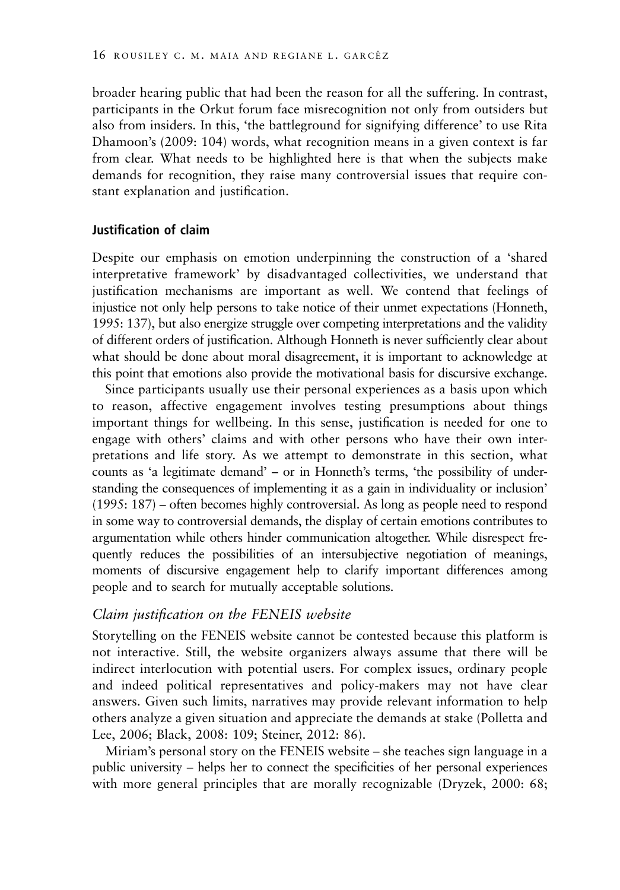broader hearing public that had been the reason for all the suffering. In contrast, participants in the Orkut forum face misrecognition not only from outsiders but also from insiders. In this, 'the battleground for signifying difference' to use Rita Dhamoon's (2009: 104) words, what recognition means in a given context is far from clear. What needs to be highlighted here is that when the subjects make demands for recognition, they raise many controversial issues that require constant explanation and justification.

## Justification of claim

Despite our emphasis on emotion underpinning the construction of a 'shared interpretative framework' by disadvantaged collectivities, we understand that justification mechanisms are important as well. We contend that feelings of injustice not only help persons to take notice of their unmet expectations (Honneth, 1995: 137), but also energize struggle over competing interpretations and the validity of different orders of justification. Although Honneth is never sufficiently clear about what should be done about moral disagreement, it is important to acknowledge at this point that emotions also provide the motivational basis for discursive exchange.

Since participants usually use their personal experiences as a basis upon which to reason, affective engagement involves testing presumptions about things important things for wellbeing. In this sense, justification is needed for one to engage with others' claims and with other persons who have their own interpretations and life story. As we attempt to demonstrate in this section, what counts as 'a legitimate demand' – or in Honneth's terms, 'the possibility of understanding the consequences of implementing it as a gain in individuality or inclusion' (1995: 187) – often becomes highly controversial. As long as people need to respond in some way to controversial demands, the display of certain emotions contributes to argumentation while others hinder communication altogether. While disrespect frequently reduces the possibilities of an intersubjective negotiation of meanings, moments of discursive engagement help to clarify important differences among people and to search for mutually acceptable solutions.

### *Claim justification on the FENEIS website*

Storytelling on the FENEIS website cannot be contested because this platform is not interactive. Still, the website organizers always assume that there will be indirect interlocution with potential users. For complex issues, ordinary people and indeed political representatives and policy-makers may not have clear answers. Given such limits, narratives may provide relevant information to help others analyze a given situation and appreciate the demands at stake (Polletta and Lee, 2006; Black, 2008: 109; Steiner, 2012: 86).

Miriam's personal story on the FENEIS website – she teaches sign language in a public university – helps her to connect the specificities of her personal experiences with more general principles that are morally recognizable (Dryzek, 2000: 68;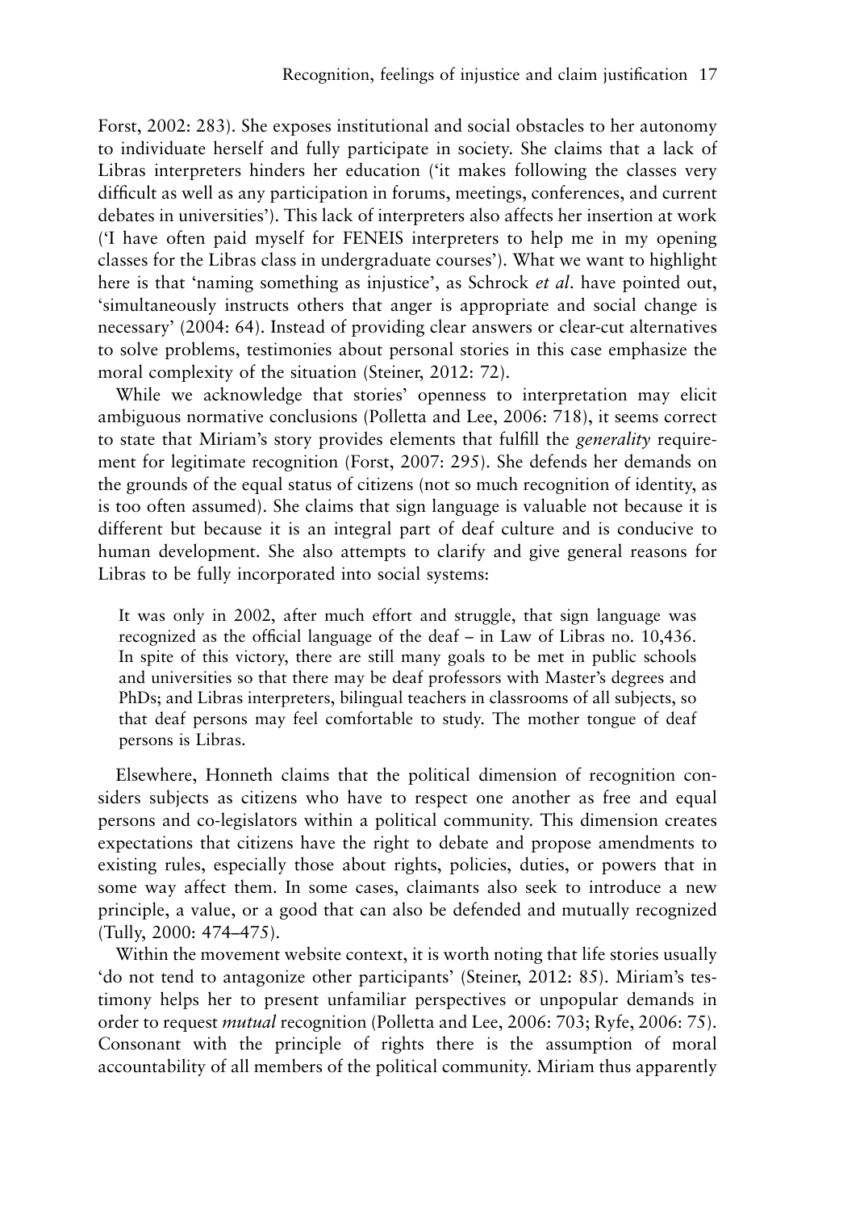Forst, 2002: 283). She exposes institutional and social obstacles to her autonomy to individuate herself and fully participate in society. She claims that a lack of Libras interpreters hinders her education ('it makes following the classes very difficult as well as any participation in forums, meetings, conferences, and current debates in universities'). This lack of interpreters also affects her insertion at work ('I have often paid myself for FENEIS interpreters to help me in my opening classes for the Libras class in undergraduate courses'). What we want to highlight here is that 'naming something as injustice', as Schrock *et al*. have pointed out, 'simultaneously instructs others that anger is appropriate and social change is necessary' (2004: 64). Instead of providing clear answers or clear-cut alternatives to solve problems, testimonies about personal stories in this case emphasize the moral complexity of the situation (Steiner, 2012: 72).

While we acknowledge that stories' openness to interpretation may elicit ambiguous normative conclusions (Polletta and Lee, 2006: 718), it seems correct to state that Miriam's story provides elements that fulfill the *generality* requirement for legitimate recognition (Forst, 2007: 295). She defends her demands on the grounds of the equal status of citizens (not so much recognition of identity, as is too often assumed). She claims that sign language is valuable not because it is different but because it is an integral part of deaf culture and is conducive to human development. She also attempts to clarify and give general reasons for Libras to be fully incorporated into social systems:

> It was only in 2002, after much effort and struggle, that sign language was recognized as the official language of the deaf – in Law of Libras no. 10,436. In spite of this victory, there are still many goals to be met in public schools and universities so that there may be deaf professors with Master's degrees and PhDs; and Libras interpreters, bilingual teachers in classrooms of all subjects, so that deaf persons may feel comfortable to study. The mother tongue of deaf persons is Libras.

Elsewhere, Honneth claims that the political dimension of recognition considers subjects as citizens who have to respect one another as free and equal persons and co-legislators within a political community. This dimension creates expectations that citizens have the right to debate and propose amendments to existing rules, especially those about rights, policies, duties, or powers that in some way affect them. In some cases, claimants also seek to introduce a new principle, a value, or a good that can also be defended and mutually recognized (Tully, 2000: 474–475).

Within the movement website context, it is worth noting that life stories usually 'do not tend to antagonize other participants' (Steiner, 2012: 85). Miriam's testimony helps her to present unfamiliar perspectives or unpopular demands in order to request *mutual* recognition (Polletta and Lee, 2006: 703; Ryfe, 2006: 75). Consonant with the principle of rights there is the assumption of moral accountability of all members of the political community. Miriam thus apparently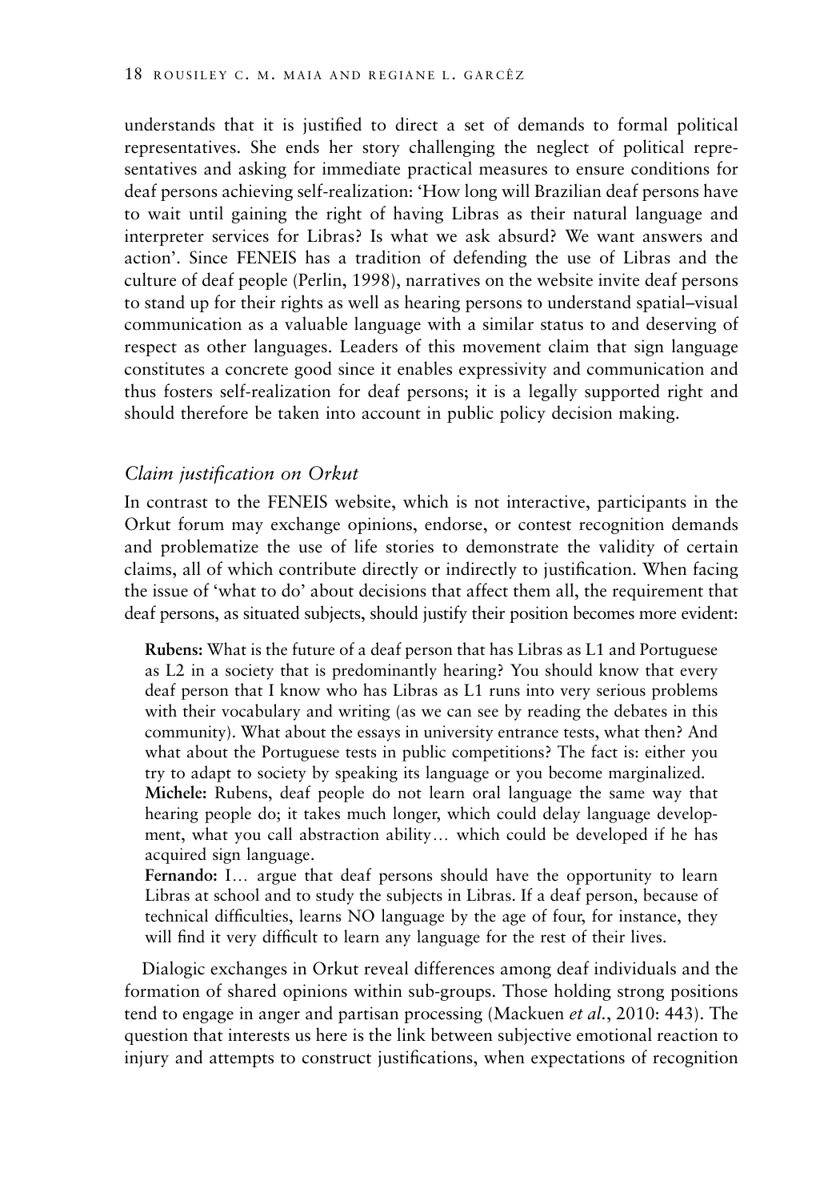understands that it is justified to direct a set of demands to formal political representatives. She ends her story challenging the neglect of political representatives and asking for immediate practical measures to ensure conditions for deaf persons achieving self-realization: 'How long will Brazilian deaf persons have to wait until gaining the right of having Libras as their natural language and interpreter services for Libras? Is what we ask absurd? We want answers and action'. Since FENEIS has a tradition of defending the use of Libras and the culture of deaf people (Perlin, 1998), narratives on the website invite deaf persons to stand up for their rights as well as hearing persons to understand spatial–visual communication as a valuable language with a similar status to and deserving of respect as other languages. Leaders of this movement claim that sign language constitutes a concrete good since it enables expressivity and communication and thus fosters self-realization for deaf persons; it is a legally supported right and should therefore be taken into account in public policy decision making.

### *Claim justification on Orkut*

In contrast to the FENEIS website, which is not interactive, participants in the Orkut forum may exchange opinions, endorse, or contest recognition demands and problematize the use of life stories to demonstrate the validity of certain claims, all of which contribute directly or indirectly to justification. When facing the issue of 'what to do' about decisions that affect them all, the requirement that deaf persons, as situated subjects, should justify their position becomes more evident:

> **Rubens:** What is the future of a deaf person that has Libras as L1 and Portuguese as L2 in a society that is predominantly hearing? You should know that every deaf person that I know who has Libras as L1 runs into very serious problems with their vocabulary and writing (as we can see by reading the debates in this community). What about the essays in university entrance tests, what then? And what about the Portuguese tests in public competitions? The fact is: either you try to adapt to society by speaking its language or you become marginalized.
>
> **Michele:** Rubens, deaf people do not learn oral language the same way that hearing people do; it takes much longer, which could delay language development, what you call abstraction ability… which could be developed if he has acquired sign language.
>
> **Fernando:** I… argue that deaf persons should have the opportunity to learn Libras at school and to study the subjects in Libras. If a deaf person, because of technical difficulties, learns NO language by the age of four, for instance, they will find it very difficult to learn any language for the rest of their lives.

Dialogic exchanges in Orkut reveal differences among deaf individuals and the formation of shared opinions within sub-groups. Those holding strong positions tend to engage in anger and partisan processing (Mackuen *et al.*, 2010: 443). The question that interests us here is the link between subjective emotional reaction to injury and attempts to construct justifications, when expectations of recognition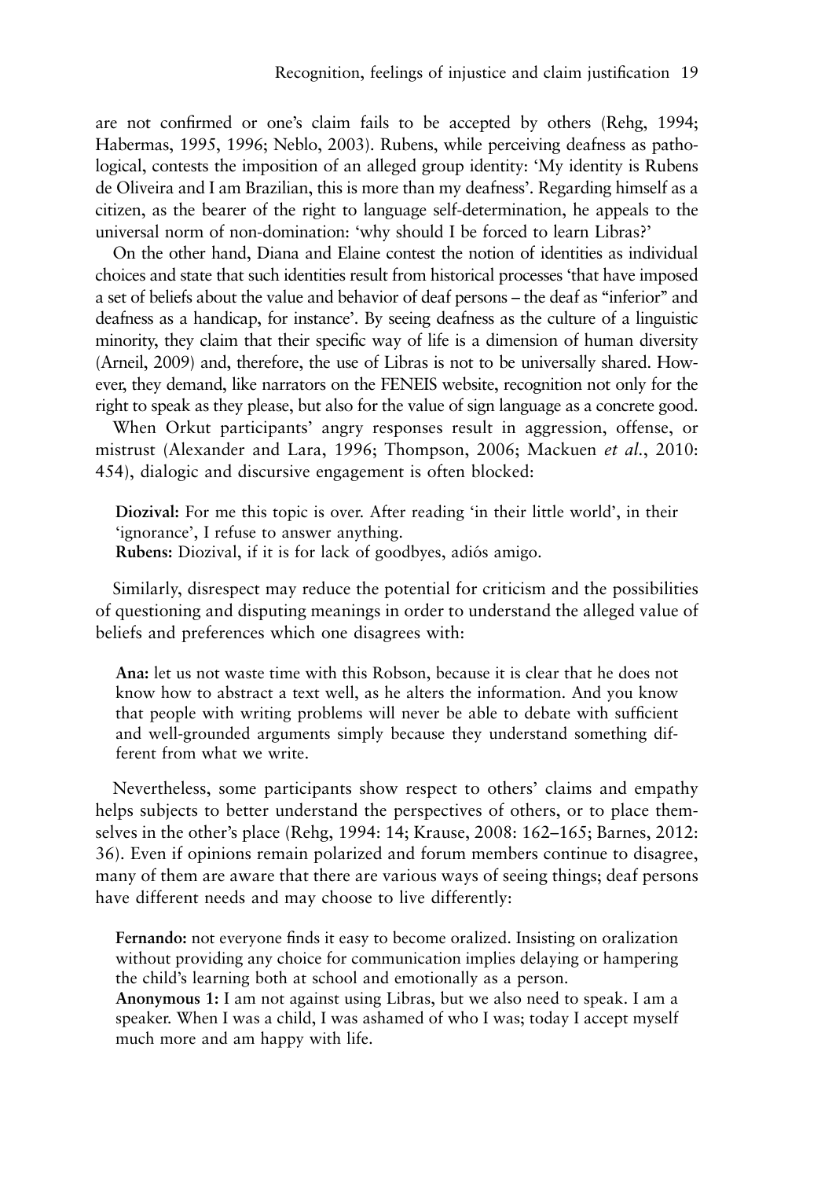are not confirmed or one's claim fails to be accepted by others (Rehg, 1994; Habermas, 1995, 1996; Neblo, 2003). Rubens, while perceiving deafness as pathological, contests the imposition of an alleged group identity: 'My identity is Rubens de Oliveira and I am Brazilian, this is more than my deafness'. Regarding himself as a citizen, as the bearer of the right to language self-determination, he appeals to the universal norm of non-domination: 'why should I be forced to learn Libras?'

On the other hand, Diana and Elaine contest the notion of identities as individual choices and state that such identities result from historical processes 'that have imposed a set of beliefs about the value and behavior of deaf persons – the deaf as "inferior" and deafness as a handicap, for instance'. By seeing deafness as the culture of a linguistic minority, they claim that their specific way of life is a dimension of human diversity (Arneil, 2009) and, therefore, the use of Libras is not to be universally shared. However, they demand, like narrators on the FENEIS website, recognition not only for the right to speak as they please, but also for the value of sign language as a concrete good.

When Orkut participants' angry responses result in aggression, offense, or mistrust (Alexander and Lara, 1996; Thompson, 2006; Mackuen *et al.*, 2010: 454), dialogic and discursive engagement is often blocked:

> **Diozival:** For me this topic is over. After reading 'in their little world', in their 'ignorance', I refuse to answer anything.
> **Rubens:** Diozival, if it is for lack of goodbyes, adiós amigo.

Similarly, disrespect may reduce the potential for criticism and the possibilities of questioning and disputing meanings in order to understand the alleged value of beliefs and preferences which one disagrees with:

> **Ana:** let us not waste time with this Robson, because it is clear that he does not know how to abstract a text well, as he alters the information. And you know that people with writing problems will never be able to debate with sufficient and well-grounded arguments simply because they understand something different from what we write.

Nevertheless, some participants show respect to others' claims and empathy helps subjects to better understand the perspectives of others, or to place themselves in the other's place (Rehg, 1994: 14; Krause, 2008: 162–165; Barnes, 2012: 36). Even if opinions remain polarized and forum members continue to disagree, many of them are aware that there are various ways of seeing things; deaf persons have different needs and may choose to live differently:

> **Fernando:** not everyone finds it easy to become oralized. Insisting on oralization without providing any choice for communication implies delaying or hampering the child's learning both at school and emotionally as a person.
> **Anonymous 1:** I am not against using Libras, but we also need to speak. I am a speaker. When I was a child, I was ashamed of who I was; today I accept myself much more and am happy with life.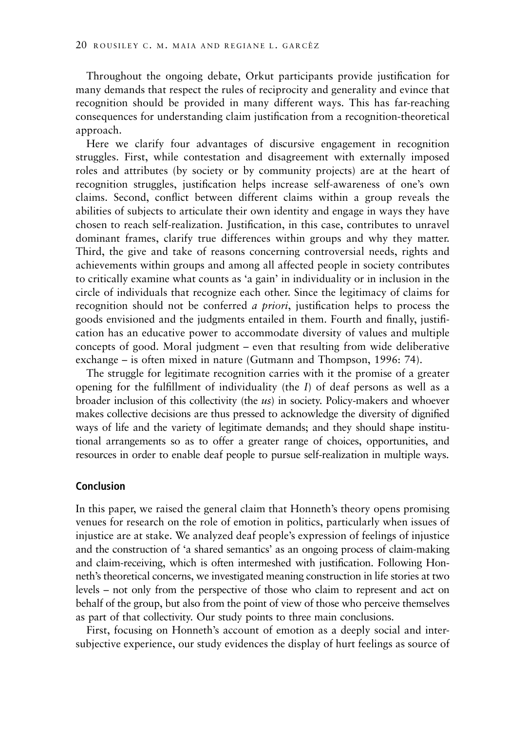Throughout the ongoing debate, Orkut participants provide justification for many demands that respect the rules of reciprocity and generality and evince that recognition should be provided in many different ways. This has far-reaching consequences for understanding claim justification from a recognition-theoretical approach.

Here we clarify four advantages of discursive engagement in recognition struggles. First, while contestation and disagreement with externally imposed roles and attributes (by society or by community projects) are at the heart of recognition struggles, justification helps increase self-awareness of one's own claims. Second, conflict between different claims within a group reveals the abilities of subjects to articulate their own identity and engage in ways they have chosen to reach self-realization. Justification, in this case, contributes to unravel dominant frames, clarify true differences within groups and why they matter. Third, the give and take of reasons concerning controversial needs, rights and achievements within groups and among all affected people in society contributes to critically examine what counts as 'a gain' in individuality or in inclusion in the circle of individuals that recognize each other. Since the legitimacy of claims for recognition should not be conferred *a priori*, justification helps to process the goods envisioned and the judgments entailed in them. Fourth and finally, justification has an educative power to accommodate diversity of values and multiple concepts of good. Moral judgment – even that resulting from wide deliberative exchange – is often mixed in nature (Gutmann and Thompson, 1996: 74).

The struggle for legitimate recognition carries with it the promise of a greater opening for the fulfillment of individuality (the *I*) of deaf persons as well as a broader inclusion of this collectivity (the *us*) in society. Policy-makers and whoever makes collective decisions are thus pressed to acknowledge the diversity of dignified ways of life and the variety of legitimate demands; and they should shape institutional arrangements so as to offer a greater range of choices, opportunities, and resources in order to enable deaf people to pursue self-realization in multiple ways.

## Conclusion

In this paper, we raised the general claim that Honneth's theory opens promising venues for research on the role of emotion in politics, particularly when issues of injustice are at stake. We analyzed deaf people's expression of feelings of injustice and the construction of 'a shared semantics' as an ongoing process of claim-making and claim-receiving, which is often intermeshed with justification. Following Honneth's theoretical concerns, we investigated meaning construction in life stories at two levels – not only from the perspective of those who claim to represent and act on behalf of the group, but also from the point of view of those who perceive themselves as part of that collectivity. Our study points to three main conclusions.

First, focusing on Honneth's account of emotion as a deeply social and intersubjective experience, our study evidences the display of hurt feelings as source of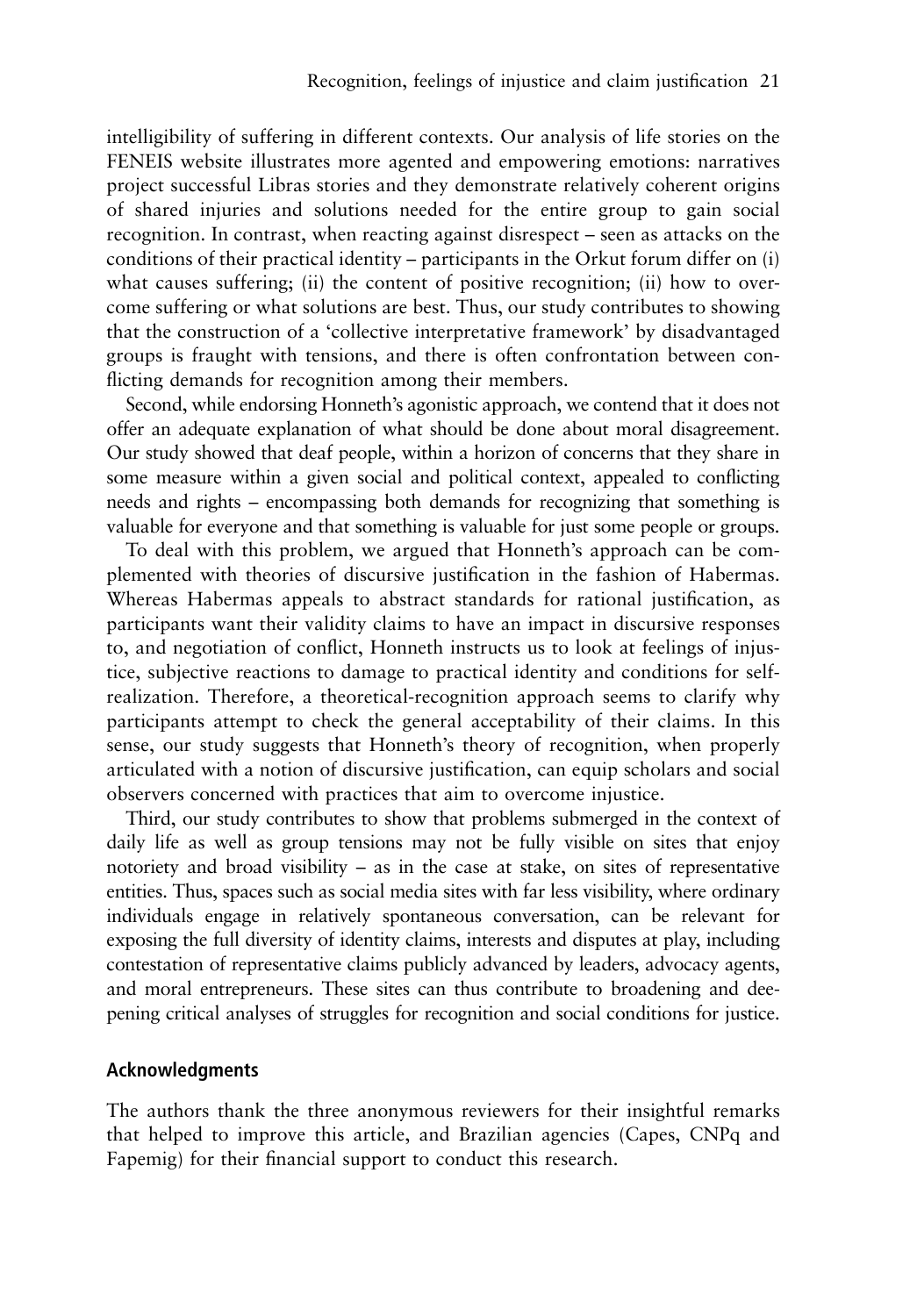intelligibility of suffering in different contexts. Our analysis of life stories on the FENEIS website illustrates more agented and empowering emotions: narratives project successful Libras stories and they demonstrate relatively coherent origins of shared injuries and solutions needed for the entire group to gain social recognition. In contrast, when reacting against disrespect – seen as attacks on the conditions of their practical identity – participants in the Orkut forum differ on (i) what causes suffering; (ii) the content of positive recognition; (ii) how to overcome suffering or what solutions are best. Thus, our study contributes to showing that the construction of a 'collective interpretative framework' by disadvantaged groups is fraught with tensions, and there is often confrontation between conflicting demands for recognition among their members.

Second, while endorsing Honneth's agonistic approach, we contend that it does not offer an adequate explanation of what should be done about moral disagreement. Our study showed that deaf people, within a horizon of concerns that they share in some measure within a given social and political context, appealed to conflicting needs and rights – encompassing both demands for recognizing that something is valuable for everyone and that something is valuable for just some people or groups.

To deal with this problem, we argued that Honneth's approach can be complemented with theories of discursive justification in the fashion of Habermas. Whereas Habermas appeals to abstract standards for rational justification, as participants want their validity claims to have an impact in discursive responses to, and negotiation of conflict, Honneth instructs us to look at feelings of injustice, subjective reactions to damage to practical identity and conditions for self-realization. Therefore, a theoretical-recognition approach seems to clarify why participants attempt to check the general acceptability of their claims. In this sense, our study suggests that Honneth's theory of recognition, when properly articulated with a notion of discursive justification, can equip scholars and social observers concerned with practices that aim to overcome injustice.

Third, our study contributes to show that problems submerged in the context of daily life as well as group tensions may not be fully visible on sites that enjoy notoriety and broad visibility – as in the case at stake, on sites of representative entities. Thus, spaces such as social media sites with far less visibility, where ordinary individuals engage in relatively spontaneous conversation, can be relevant for exposing the full diversity of identity claims, interests and disputes at play, including contestation of representative claims publicly advanced by leaders, advocacy agents, and moral entrepreneurs. These sites can thus contribute to broadening and deepening critical analyses of struggles for recognition and social conditions for justice.

## Acknowledgments

The authors thank the three anonymous reviewers for their insightful remarks that helped to improve this article, and Brazilian agencies (Capes, CNPq and Fapemig) for their financial support to conduct this research.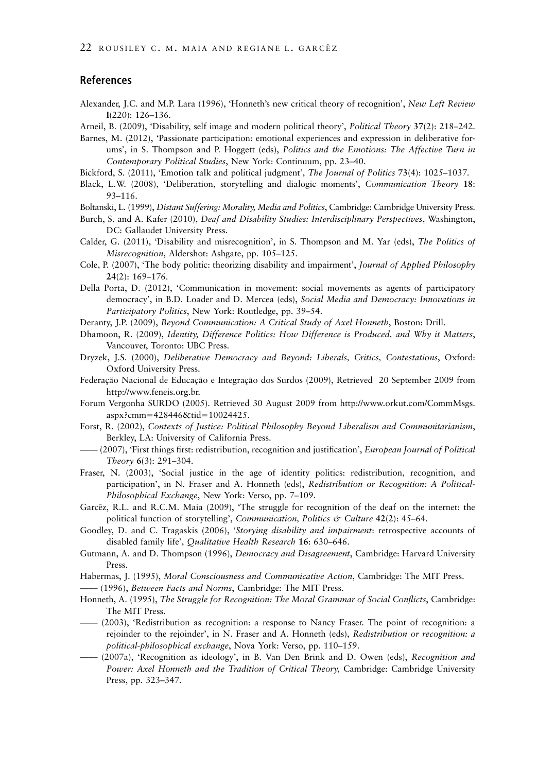## References

Alexander, J.C. and M.P. Lara (1996), 'Honneth's new critical theory of recognition', *New Left Review* **I**(220): 126–136.

Arneil, B. (2009), 'Disability, self image and modern political theory', *Political Theory* **37**(2): 218–242.

Barnes, M. (2012), 'Passionate participation: emotional experiences and expression in deliberative forums', in S. Thompson and P. Hoggett (eds), *Politics and the Emotions: The Affective Turn in Contemporary Political Studies*, New York: Continuum, pp. 23–40.

Bickford, S. (2011), 'Emotion talk and political judgment', *The Journal of Politics* **73**(4): 1025–1037.

Black, L.W. (2008), 'Deliberation, storytelling and dialogic moments', *Communication Theory* **18**: 93–116.

Boltanski, L. (1999), *Distant Suffering: Morality, Media and Politics*, Cambridge: Cambridge University Press.

Burch, S. and A. Kafer (2010), *Deaf and Disability Studies: Interdisciplinary Perspectives*, Washington, DC: Gallaudet University Press.

Calder, G. (2011), 'Disability and misrecognition', in S. Thompson and M. Yar (eds), *The Politics of Misrecognition*, Aldershot: Ashgate, pp. 105–125.

Cole, P. (2007), 'The body politic: theorizing disability and impairment', *Journal of Applied Philosophy* **24**(2): 169–176.

Della Porta, D. (2012), 'Communication in movement: social movements as agents of participatory democracy', in B.D. Loader and D. Mercea (eds), *Social Media and Democracy: Innovations in Participatory Politics*, New York: Routledge, pp. 39–54.

Deranty, J.P. (2009), *Beyond Communication: A Critical Study of Axel Honneth*, Boston: Drill.

Dhamoon, R. (2009), *Identity, Difference Politics: How Difference is Produced, and Why it Matters*, Vancouver, Toronto: UBC Press.

Dryzek, J.S. (2000), *Deliberative Democracy and Beyond: Liberals, Critics, Contestations*, Oxford: Oxford University Press.

Federação Nacional de Educação e Integração dos Surdos (2009), Retrieved 20 September 2009 from http://www.feneis.org.br.

Forum Vergonha SURDO (2005). Retrieved 30 August 2009 from http://www.orkut.com/CommMsgs.aspx?cmm=428446&tid=10024425.

Forst, R. (2002), *Contexts of Justice: Political Philosophy Beyond Liberalism and Communitarianism*, Berkley, LA: University of California Press.

—— (2007), 'First things first: redistribution, recognition and justification', *European Journal of Political Theory* **6**(3): 291–304.

Fraser, N. (2003), 'Social justice in the age of identity politics: redistribution, recognition, and participation', in N. Fraser and A. Honneth (eds), *Redistribution or Recognition: A Political-Philosophical Exchange*, New York: Verso, pp. 7–109.

Garcêz, R.L. and R.C.M. Maia (2009), 'The struggle for recognition of the deaf on the internet: the political function of storytelling', *Communication, Politics & Culture* **42**(2): 45–64.

Goodley, D. and C. Tragaskis (2006), '*Storying disability and impairment*: retrospective accounts of disabled family life', *Qualitative Health Research* **16**: 630–646.

Gutmann, A. and D. Thompson (1996), *Democracy and Disagreement*, Cambridge: Harvard University Press.

Habermas, J. (1995), *Moral Consciousness and Communicative Action*, Cambridge: The MIT Press.

—— (1996), *Between Facts and Norms*, Cambridge: The MIT Press.

Honneth, A. (1995), *The Struggle for Recognition: The Moral Grammar of Social Conflicts*, Cambridge: The MIT Press.

—— (2003), 'Redistribution as recognition: a response to Nancy Fraser. The point of recognition: a rejoinder to the rejoinder', in N. Fraser and A. Honneth (eds), *Redistribution or recognition: a political-philosophical exchange*, Nova York: Verso, pp. 110–159.

—— (2007a), 'Recognition as ideology', in B. Van Den Brink and D. Owen (eds), *Recognition and Power: Axel Honneth and the Tradition of Critical Theory*, Cambridge: Cambridge University Press, pp. 323–347.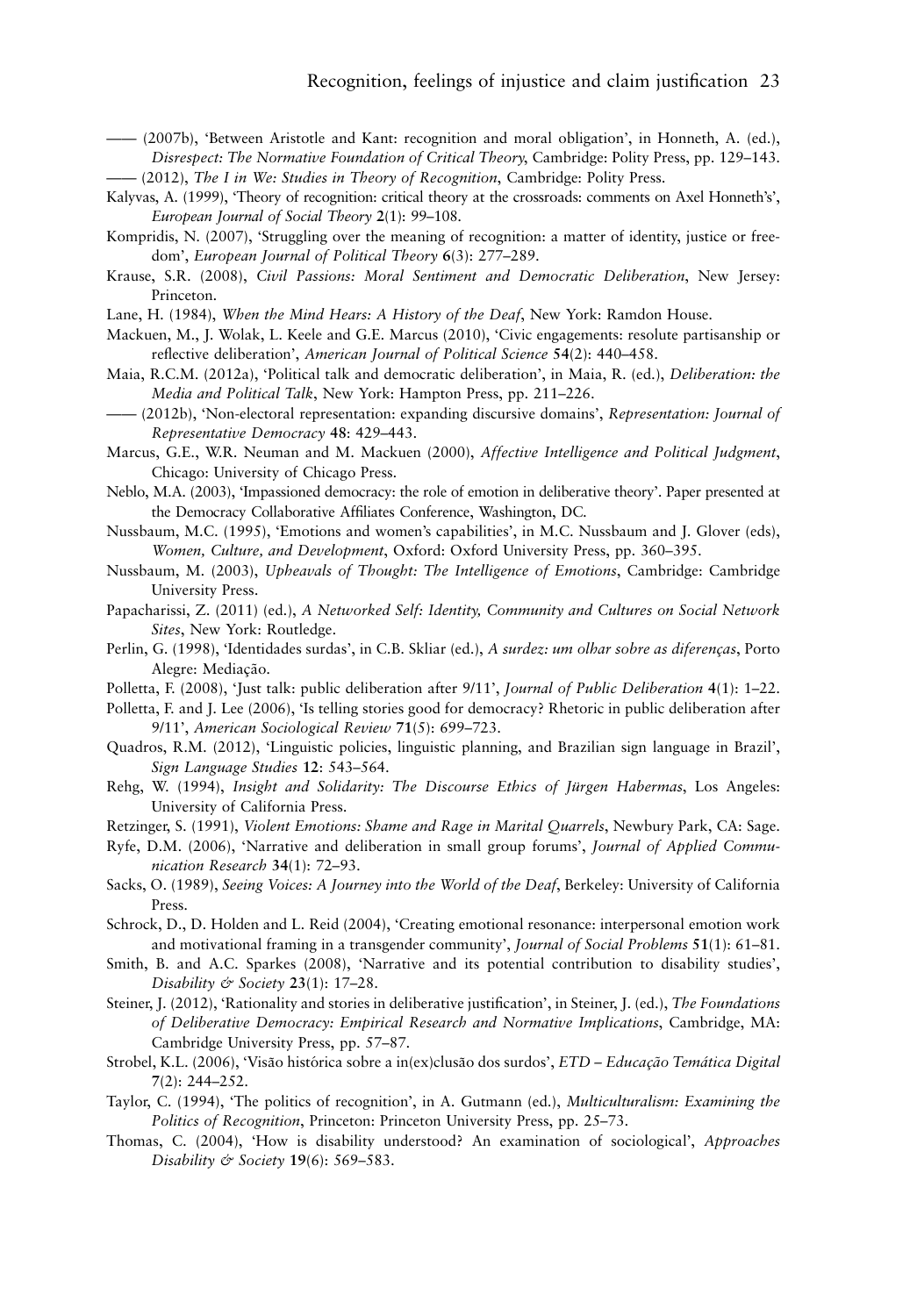—— (2007b), 'Between Aristotle and Kant: recognition and moral obligation', in Honneth, A. (ed.), *Disrespect: The Normative Foundation of Critical Theory*, Cambridge: Polity Press, pp. 129–143.

—— (2012), *The I in We: Studies in Theory of Recognition*, Cambridge: Polity Press.

Kalyvas, A. (1999), 'Theory of recognition: critical theory at the crossroads: comments on Axel Honneth's', *European Journal of Social Theory* **2**(1): 99–108.

Kompridis, N. (2007), 'Struggling over the meaning of recognition: a matter of identity, justice or freedom', *European Journal of Political Theory* **6**(3): 277–289.

Krause, S.R. (2008), *Civil Passions: Moral Sentiment and Democratic Deliberation*, New Jersey: Princeton.

Lane, H. (1984), *When the Mind Hears: A History of the Deaf*, New York: Ramdon House.

Mackuen, M., J. Wolak, L. Keele and G.E. Marcus (2010), 'Civic engagements: resolute partisanship or reflective deliberation', *American Journal of Political Science* **54**(2): 440–458.

Maia, R.C.M. (2012a), 'Political talk and democratic deliberation', in Maia, R. (ed.), *Deliberation: the Media and Political Talk*, New York: Hampton Press, pp. 211–226.

—— (2012b), 'Non-electoral representation: expanding discursive domains', *Representation: Journal of Representative Democracy* **48**: 429–443.

Marcus, G.E., W.R. Neuman and M. Mackuen (2000), *Affective Intelligence and Political Judgment*, Chicago: University of Chicago Press.

Neblo, M.A. (2003), 'Impassioned democracy: the role of emotion in deliberative theory'. Paper presented at the Democracy Collaborative Affiliates Conference, Washington, DC.

Nussbaum, M.C. (1995), 'Emotions and women's capabilities', in M.C. Nussbaum and J. Glover (eds), *Women, Culture, and Development*, Oxford: Oxford University Press, pp. 360–395.

Nussbaum, M. (2003), *Upheavals of Thought: The Intelligence of Emotions*, Cambridge: Cambridge University Press.

Papacharissi, Z. (2011) (ed.), *A Networked Self: Identity, Community and Cultures on Social Network Sites*, New York: Routledge.

Perlin, G. (1998), 'Identidades surdas', in C.B. Skliar (ed.), *A surdez: um olhar sobre as diferenças*, Porto Alegre: Mediação.

Polletta, F. (2008), 'Just talk: public deliberation after 9/11', *Journal of Public Deliberation* **4**(1): 1–22.

Polletta, F. and J. Lee (2006), 'Is telling stories good for democracy? Rhetoric in public deliberation after 9/11', *American Sociological Review* **71**(5): 699–723.

Quadros, R.M. (2012), 'Linguistic policies, linguistic planning, and Brazilian sign language in Brazil', *Sign Language Studies* **12**: 543–564.

Rehg, W. (1994), *Insight and Solidarity: The Discourse Ethics of Jürgen Habermas*, Los Angeles: University of California Press.

Retzinger, S. (1991), *Violent Emotions: Shame and Rage in Marital Quarrels*, Newbury Park, CA: Sage.

Ryfe, D.M. (2006), 'Narrative and deliberation in small group forums', *Journal of Applied Communication Research* **34**(1): 72–93.

Sacks, O. (1989), *Seeing Voices: A Journey into the World of the Deaf*, Berkeley: University of California Press.

Schrock, D., D. Holden and L. Reid (2004), 'Creating emotional resonance: interpersonal emotion work and motivational framing in a transgender community', *Journal of Social Problems* **51**(1): 61–81.

Smith, B. and A.C. Sparkes (2008), 'Narrative and its potential contribution to disability studies', *Disability & Society* **23**(1): 17–28.

Steiner, J. (2012), 'Rationality and stories in deliberative justification', in Steiner, J. (ed.), *The Foundations of Deliberative Democracy: Empirical Research and Normative Implications*, Cambridge, MA: Cambridge University Press, pp. 57–87.

Strobel, K.L. (2006), 'Visão histórica sobre a in(ex)clusão dos surdos', *ETD – Educação Temática Digital* **7**(2): 244–252.

Taylor, C. (1994), 'The politics of recognition', in A. Gutmann (ed.), *Multiculturalism: Examining the Politics of Recognition*, Princeton: Princeton University Press, pp. 25–73.

Thomas, C. (2004), 'How is disability understood? An examination of sociological', *Approaches Disability & Society* **19**(6): 569–583.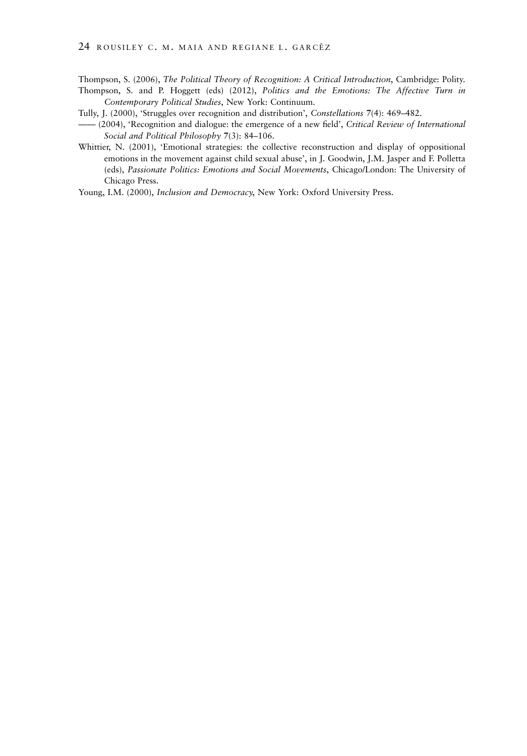Thompson, S. (2006), *The Political Theory of Recognition: A Critical Introduction*, Cambridge: Polity.

Thompson, S. and P. Hoggett (eds) (2012), *Politics and the Emotions: The Affective Turn in Contemporary Political Studies*, New York: Continuum.

Tully, J. (2000), 'Struggles over recognition and distribution', *Constellations* 7(4): 469–482.

—— (2004), 'Recognition and dialogue: the emergence of a new field', *Critical Review of International Social and Political Philosophy* 7(3): 84–106.

Whittier, N. (2001), 'Emotional strategies: the collective reconstruction and display of oppositional emotions in the movement against child sexual abuse', in J. Goodwin, J.M. Jasper and F. Polletta (eds), *Passionate Politics: Emotions and Social Movements*, Chicago/London: The University of Chicago Press.

Young, I.M. (2000), *Inclusion and Democracy*, New York: Oxford University Press.